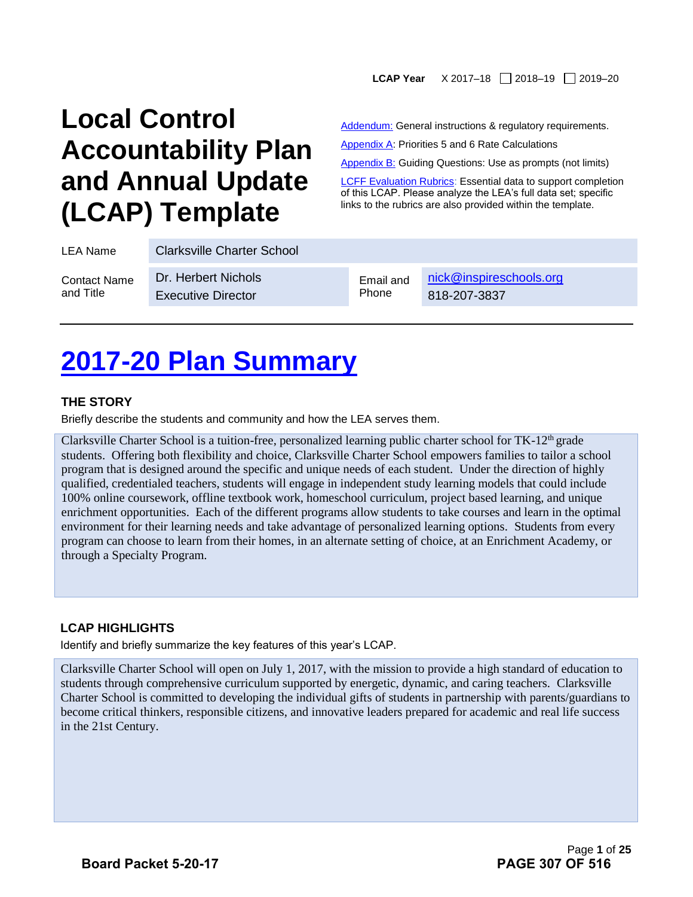**LCAP Year** X 2017–18 ☐ 2018–19 ☐ 2019–20

# Local Control Accountability Plan and Annual Update (LCAP) Template

[Addendum:](#) General instructions & regulatory requirements.

[Appendix A](#): Priorities 5 and 6 Rate Calculations

[Appendix B:](#) Guiding Questions: Use as prompts (not limits)

[LCFF Evaluation Rubrics](#): Essential data to support completion of this LCAP. Please analyze the LEA's full data set; specific links to the rubrics are also provided within the template.

| | | | |
|---|---|---|---|
| LEA Name | Clarksville Charter School | | |
| Contact Name and Title | Dr. Herbert Nichols<br>Executive Director | Email and Phone | nick@inspireschools.org<br>818-207-3837 |

# [2017-20 Plan Summary](#)

### THE STORY

Briefly describe the students and community and how the LEA serves them.

Clarksville Charter School is a tuition-free, personalized learning public charter school for TK-12th grade students. Offering both flexibility and choice, Clarksville Charter School empowers families to tailor a school program that is designed around the specific and unique needs of each student. Under the direction of highly qualified, credentialed teachers, students will engage in independent study learning models that could include 100% online coursework, offline textbook work, homeschool curriculum, project based learning, and unique enrichment opportunities. Each of the different programs allow students to take courses and learn in the optimal environment for their learning needs and take advantage of personalized learning options. Students from every program can choose to learn from their homes, in an alternate setting of choice, at an Enrichment Academy, or through a Specialty Program.

### LCAP HIGHLIGHTS

Identify and briefly summarize the key features of this year's LCAP.

Clarksville Charter School will open on July 1, 2017, with the mission to provide a high standard of education to students through comprehensive curriculum supported by energetic, dynamic, and caring teachers. Clarksville Charter School is committed to developing the individual gifts of students in partnership with parents/guardians to become critical thinkers, responsible citizens, and innovative leaders prepared for academic and real life success in the 21st Century.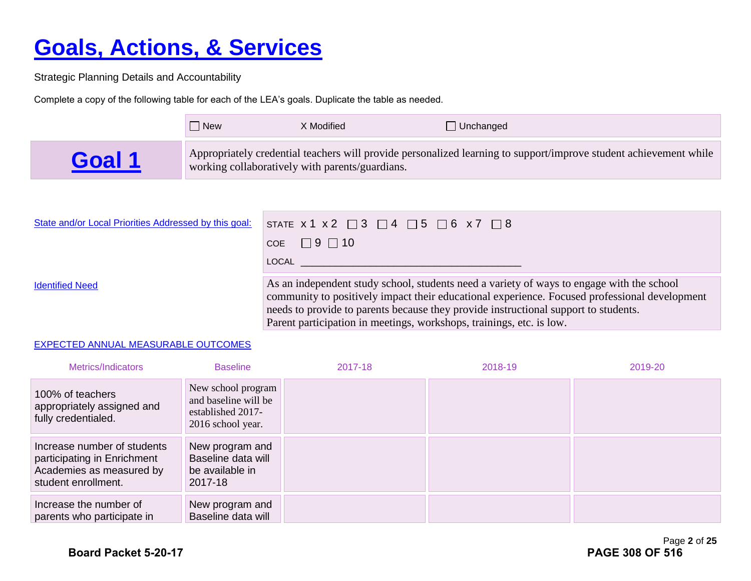# Goals, Actions, & Services

Strategic Planning Details and Accountability

Complete a copy of the following table for each of the LEA's goals. Duplicate the table as needed.

☐ New X Modified ☐ Unchanged

## Goal 1

Appropriately credential teachers will provide personalized learning to support/improve student achievement while working collaboratively with parents/guardians.

State and/or Local Priorities Addressed by this goal:

STATE x 1 x 2 ☐ 3 ☐ 4 ☐ 5 ☐ 6 x 7 ☐ 8

COE ☐ 9 ☐ 10

LOCAL ________________________________________

Identified Need

As an independent study school, students need a variety of ways to engage with the school community to positively impact their educational experience. Focused professional development needs to provide to parents because they provide instructional support to students.
Parent participation in meetings, workshops, trainings, etc. is low.

EXPECTED ANNUAL MEASURABLE OUTCOMES

| Metrics/Indicators | Baseline | 2017-18 | 2018-19 | 2019-20 |
|---|---|---|---|---|
| 100% of teachers appropriately assigned and fully credentialed. | New school program and baseline will be established 2017-2016 school year. | | | |
| Increase number of students participating in Enrichment Academies as measured by student enrollment. | New program and Baseline data will be available in 2017-18 | | | |
| Increase the number of parents who participate in | New program and Baseline data will | | | |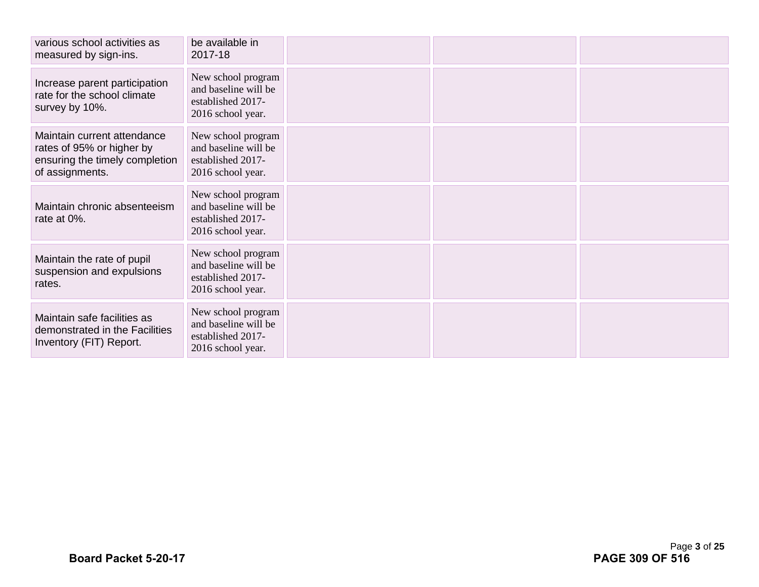| | | | | |
|---|---|---|---|---|
| various school activities as measured by sign-ins. | be available in 2017-18 | | | |
| Increase parent participation rate for the school climate survey by 10%. | New school program and baseline will be established 2017-2016 school year. | | | |
| Maintain current attendance rates of 95% or higher by ensuring the timely completion of assignments. | New school program and baseline will be established 2017-2016 school year. | | | |
| Maintain chronic absenteeism rate at 0%. | New school program and baseline will be established 2017-2016 school year. | | | |
| Maintain the rate of pupil suspension and expulsions rates. | New school program and baseline will be established 2017-2016 school year. | | | |
| Maintain safe facilities as demonstrated in the Facilities Inventory (FIT) Report. | New school program and baseline will be established 2017-2016 school year. | | | |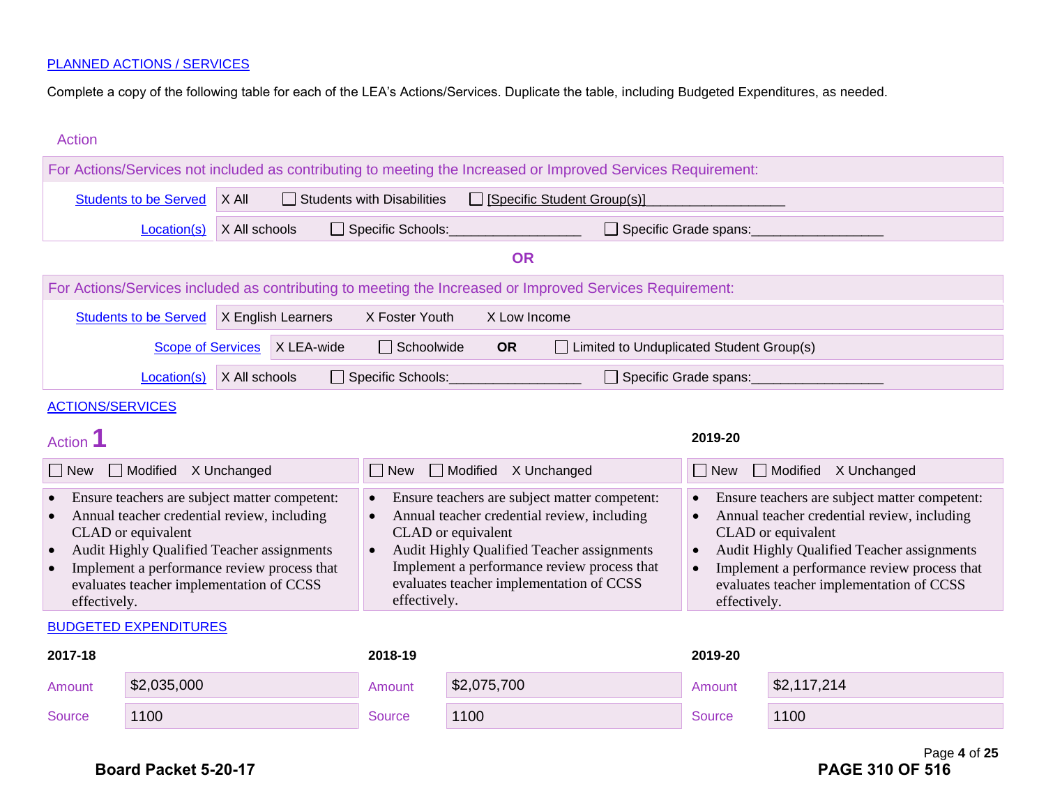[PLANNED ACTIONS / SERVICES]

Complete a copy of the following table for each of the LEA's Actions/Services. Duplicate the table, including Budgeted Expenditures, as needed.

## Action

**For Actions/Services not included as contributing to meeting the Increased or Improved Services Requirement:**

| | | | |
|---|---|---|---|
| Students to be Served | X All | ☐ Students with Disabilities | ☐ [Specific Student Group(s)]__________________ |
| Location(s) | X All schools | ☐ Specific Schools:_________________ | ☐ Specific Grade spans:_________________ |

**OR**

**For Actions/Services included as contributing to meeting the Increased or Improved Services Requirement:**

| | | | | |
|---|---|---|---|---|
| Students to be Served | X English Learners | X Foster Youth | X Low Income | |
| Scope of Services | X LEA-wide | ☐ Schoolwide | OR | ☐ Limited to Unduplicated Student Group(s) |
| Location(s) | X All schools | ☐ Specific Schools:_________________ | ☐ Specific Grade spans:_________________ | |

## ACTIONS/SERVICES

### Action 1

| | | 2019-20 |
|---|---|---|
| ☐ New ☐ Modified X Unchanged | ☐ New ☐ Modified X Unchanged | ☐ New ☐ Modified X Unchanged |
| • Ensure teachers are subject matter competent:<br>• Annual teacher credential review, including CLAD or equivalent<br>• Audit Highly Qualified Teacher assignments<br>• Implement a performance review process that evaluates teacher implementation of CCSS effectively. | • Ensure teachers are subject matter competent:<br>• Annual teacher credential review, including CLAD or equivalent<br>• Audit Highly Qualified Teacher assignments Implement a performance review process that evaluates teacher implementation of CCSS effectively. | • Ensure teachers are subject matter competent:<br>• Annual teacher credential review, including CLAD or equivalent<br>• Audit Highly Qualified Teacher assignments<br>• Implement a performance review process that evaluates teacher implementation of CCSS effectively. |

## BUDGETED EXPENDITURES

| | 2017-18 | 2018-19 | 2019-20 |
|---|---|---|---|
| Amount | $2,035,000 | $2,075,700 | $2,117,214 |
| Source | 1100 | 1100 | 1100 |

**Board Packet 5-20-17**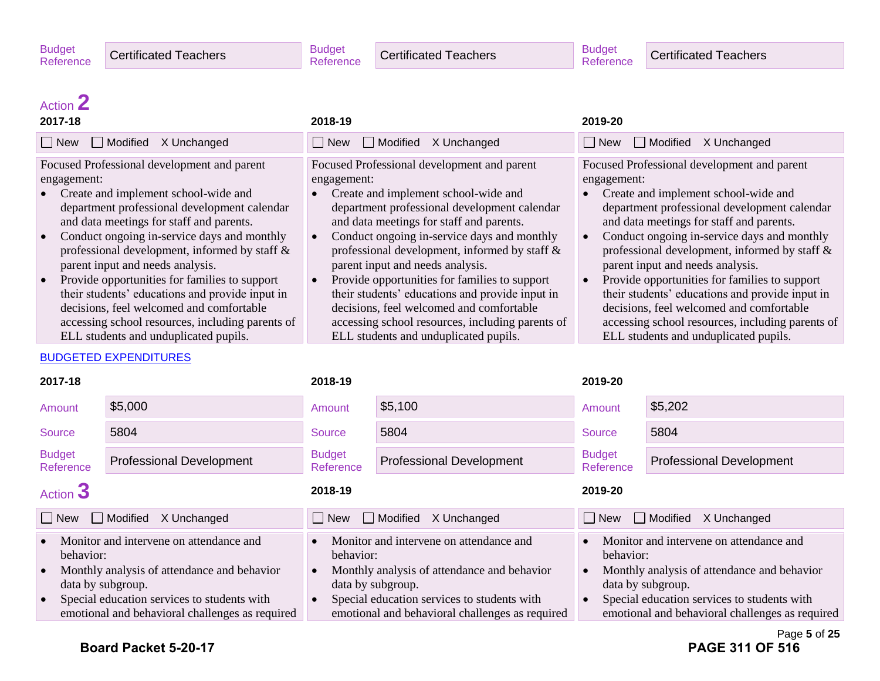| Budget Reference | Certificated Teachers | Budget Reference | Certificated Teachers | Budget Reference | Certificated Teachers |
|---|---|---|---|---|---|

## Action 2

| 2017-18 | 2018-19 | 2019-20 |
|---|---|---|
| ☐ New ☐ Modified X Unchanged | ☐ New ☐ Modified X Unchanged | ☐ New ☐ Modified X Unchanged |
| Focused Professional development and parent engagement:<br>• Create and implement school-wide and department professional development calendar and data meetings for staff and parents.<br>• Conduct ongoing in-service days and monthly professional development, informed by staff & parent input and needs analysis.<br>• Provide opportunities for families to support their students' educations and provide input in decisions, feel welcomed and comfortable accessing school resources, including parents of ELL students and unduplicated pupils. | Focused Professional development and parent engagement:<br>• Create and implement school-wide and department professional development calendar and data meetings for staff and parents.<br>• Conduct ongoing in-service days and monthly professional development, informed by staff & parent input and needs analysis.<br>• Provide opportunities for families to support their students' educations and provide input in decisions, feel welcomed and comfortable accessing school resources, including parents of ELL students and unduplicated pupils. | Focused Professional development and parent engagement:<br>• Create and implement school-wide and department professional development calendar and data meetings for staff and parents.<br>• Conduct ongoing in-service days and monthly professional development, informed by staff & parent input and needs analysis.<br>• Provide opportunities for families to support their students' educations and provide input in decisions, feel welcomed and comfortable accessing school resources, including parents of ELL students and unduplicated pupils. |

BUDGETED EXPENDITURES

| | 2017-18 | | 2018-19 | | 2019-20 |
|---|---|---|---|---|---|
| Amount | $5,000 | Amount | $5,100 | Amount | $5,202 |
| Source | 5804 | Source | 5804 | Source | 5804 |
| Budget Reference | Professional Development | Budget Reference | Professional Development | Budget Reference | Professional Development |

## Action 3

| 2017-18 | 2018-19 | 2019-20 |
|---|---|---|
| ☐ New ☐ Modified X Unchanged | ☐ New ☐ Modified X Unchanged | ☐ New ☐ Modified X Unchanged |
| • Monitor and intervene on attendance and behavior:<br>• Monthly analysis of attendance and behavior data by subgroup.<br>• Special education services to students with emotional and behavioral challenges as required | • Monitor and intervene on attendance and behavior:<br>• Monthly analysis of attendance and behavior data by subgroup.<br>• Special education services to students with emotional and behavioral challenges as required | • Monitor and intervene on attendance and behavior:<br>• Monthly analysis of attendance and behavior data by subgroup.<br>• Special education services to students with emotional and behavioral challenges as required |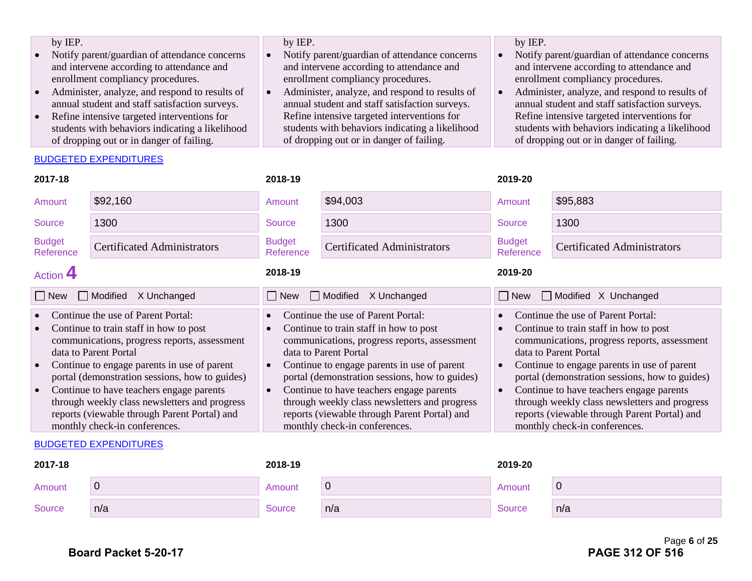| 2017-18 | 2018-19 | 2019-20 |
|---|---|---|
| by IEP.<br>• Notify parent/guardian of attendance concerns and intervene according to attendance and enrollment compliancy procedures.<br>• Administer, analyze, and respond to results of annual student and staff satisfaction surveys.<br>• Refine intensive targeted interventions for students with behaviors indicating a likelihood of dropping out or in danger of failing. | by IEP.<br>• Notify parent/guardian of attendance concerns and intervene according to attendance and enrollment compliancy procedures.<br>• Administer, analyze, and respond to results of annual student and staff satisfaction surveys. Refine intensive targeted interventions for students with behaviors indicating a likelihood of dropping out or in danger of failing. | by IEP.<br>• Notify parent/guardian of attendance concerns and intervene according to attendance and enrollment compliancy procedures.<br>• Administer, analyze, and respond to results of annual student and staff satisfaction surveys. Refine intensive targeted interventions for students with behaviors indicating a likelihood of dropping out or in danger of failing. |

BUDGETED EXPENDITURES

| | 2017-18 | 2018-19 | 2019-20 |
|---|---|---|---|
| Amount | $92,160 | $94,003 | $95,883 |
| Source | 1300 | 1300 | 1300 |
| Budget Reference | Certificated Administrators | Certificated Administrators | Certificated Administrators |

## Action 4

| 2017-18 | 2018-19 | 2019-20 |
|---|---|---|
| ☐ New ☐ Modified X Unchanged | ☐ New ☐ Modified X Unchanged | ☐ New ☐ Modified X Unchanged |
| • Continue the use of Parent Portal:<br>• Continue to train staff in how to post communications, progress reports, assessment data to Parent Portal<br>• Continue to engage parents in use of parent portal (demonstration sessions, how to guides)<br>• Continue to have teachers engage parents through weekly class newsletters and progress reports (viewable through Parent Portal) and monthly check-in conferences. | • Continue the use of Parent Portal:<br>• Continue to train staff in how to post communications, progress reports, assessment data to Parent Portal<br>• Continue to engage parents in use of parent portal (demonstration sessions, how to guides)<br>• Continue to have teachers engage parents through weekly class newsletters and progress reports (viewable through Parent Portal) and monthly check-in conferences. | • Continue the use of Parent Portal:<br>• Continue to train staff in how to post communications, progress reports, assessment data to Parent Portal<br>• Continue to engage parents in use of parent portal (demonstration sessions, how to guides)<br>• Continue to have teachers engage parents through weekly class newsletters and progress reports (viewable through Parent Portal) and monthly check-in conferences. |

BUDGETED EXPENDITURES

| | 2017-18 | 2018-19 | 2019-20 |
|---|---|---|---|
| Amount | 0 | 0 | 0 |
| Source | n/a | n/a | n/a |

Board Packet 5-20-17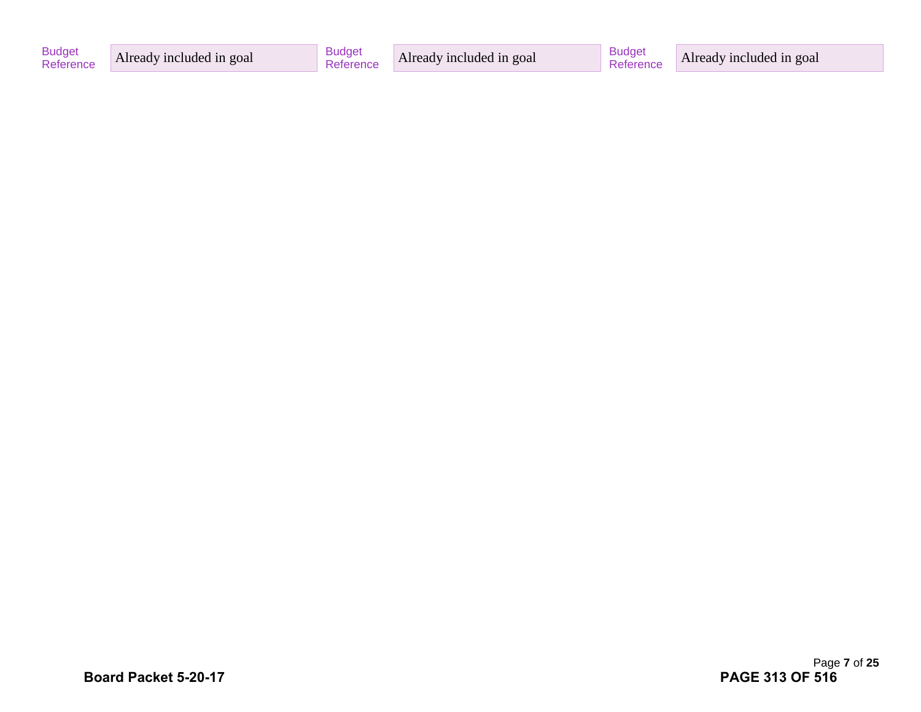| Budget Reference | Already included in goal | Budget Reference | Already included in goal | Budget Reference | Already included in goal |
| --- | --- | --- | --- | --- | --- |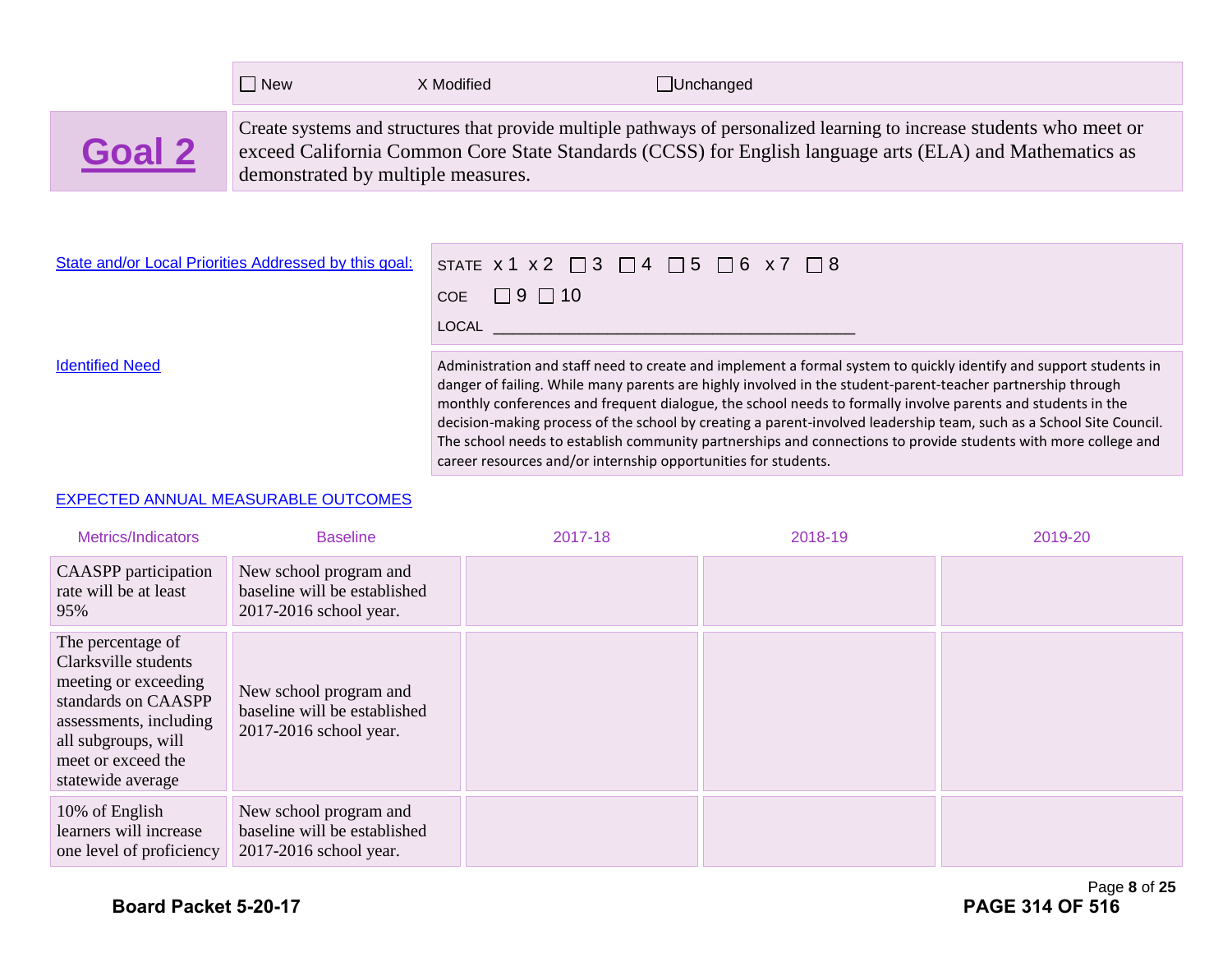☐ New X Modified ☐Unchanged

## Goal 2

Create systems and structures that provide multiple pathways of personalized learning to increase students who meet or exceed California Common Core State Standards (CCSS) for English language arts (ELA) and Mathematics as demonstrated by multiple measures.

State and/or Local Priorities Addressed by this goal:

STATE x 1 x 2 ☐ 3 ☐ 4 ☐ 5 ☐ 6 x 7 ☐ 8

COE ☐ 9 ☐ 10

LOCAL ___________________________________________

Identified Need

Administration and staff need to create and implement a formal system to quickly identify and support students in danger of failing. While many parents are highly involved in the student-parent-teacher partnership through monthly conferences and frequent dialogue, the school needs to formally involve parents and students in the decision-making process of the school by creating a parent-involved leadership team, such as a School Site Council. The school needs to establish community partnerships and connections to provide students with more college and career resources and/or internship opportunities for students.

EXPECTED ANNUAL MEASURABLE OUTCOMES

| Metrics/Indicators | Baseline | 2017-18 | 2018-19 | 2019-20 |
|---|---|---|---|---|
| CAASPP participation rate will be at least 95% | New school program and baseline will be established 2017-2016 school year. | | | |
| The percentage of Clarksville students meeting or exceeding standards on CAASPP assessments, including all subgroups, will meet or exceed the statewide average | New school program and baseline will be established 2017-2016 school year. | | | |
| 10% of English learners will increase one level of proficiency | New school program and baseline will be established 2017-2016 school year. | | | |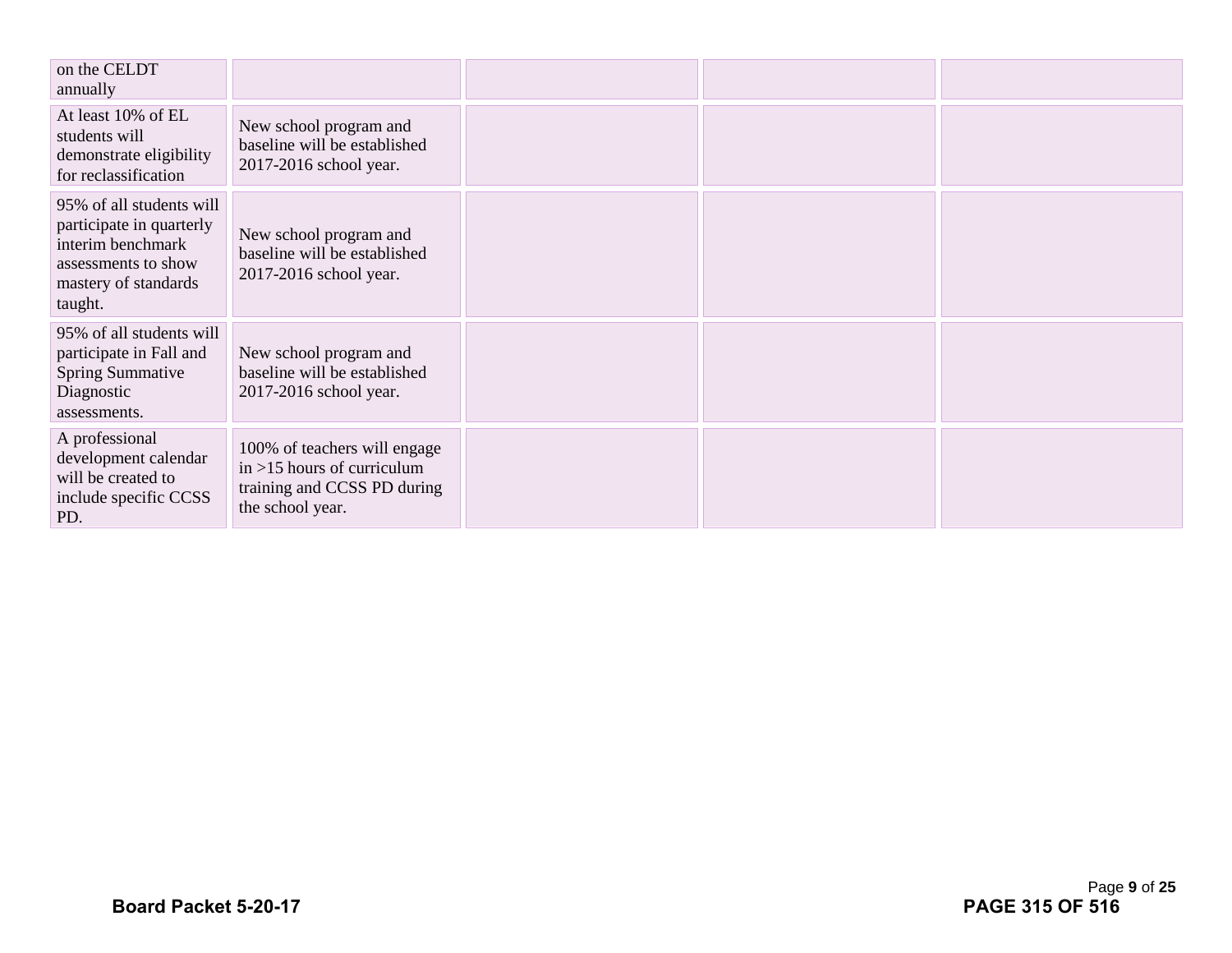| | | | | |
|---|---|---|---|---|
| on the CELDT annually | | | | |
| At least 10% of EL students will demonstrate eligibility for reclassification | New school program and baseline will be established 2017-2016 school year. | | | |
| 95% of all students will participate in quarterly interim benchmark assessments to show mastery of standards taught. | New school program and baseline will be established 2017-2016 school year. | | | |
| 95% of all students will participate in Fall and Spring Summative Diagnostic assessments. | New school program and baseline will be established 2017-2016 school year. | | | |
| A professional development calendar will be created to include specific CCSS PD. | 100% of teachers will engage in >15 hours of curriculum training and CCSS PD during the school year. | | | |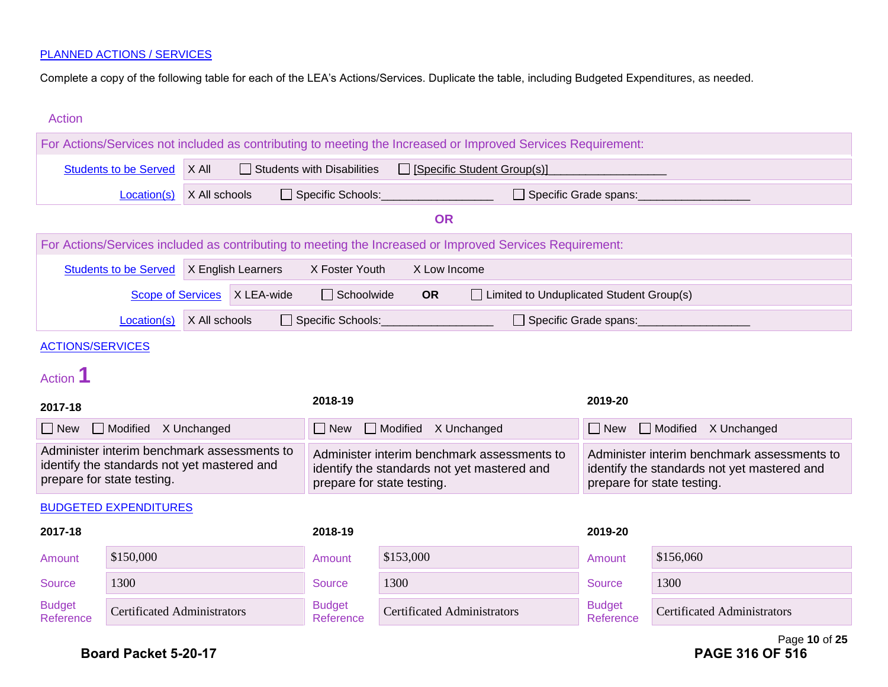[PLANNED ACTIONS / SERVICES]

Complete a copy of the following table for each of the LEA's Actions/Services. Duplicate the table, including Budgeted Expenditures, as needed.

Action

| For Actions/Services not included as contributing to meeting the Increased or Improved Services Requirement: | | | |
|---|---|---|---|
| Students to be Served | X All | ☐ Students with Disabilities | ☐ [Specific Student Group(s)]__________________ |
| Location(s) | X All schools | ☐ Specific Schools:_________________ | ☐ Specific Grade spans:_________________ |

**OR**

| For Actions/Services included as contributing to meeting the Increased or Improved Services Requirement: | | | |
|---|---|---|---|
| Students to be Served | X English Learners | X Foster Youth | X Low Income |
| Scope of Services | X LEA-wide | ☐ Schoolwide **OR** | ☐ Limited to Unduplicated Student Group(s) |
| Location(s) | X All schools | ☐ Specific Schools:_________________ | ☐ Specific Grade spans:_________________ |

ACTIONS/SERVICES

## Action 1

| 2017-18 | 2018-19 | 2019-20 |
|---|---|---|
| ☐ New ☐ Modified X Unchanged | ☐ New ☐ Modified X Unchanged | ☐ New ☐ Modified X Unchanged |
| Administer interim benchmark assessments to identify the standards not yet mastered and prepare for state testing. | Administer interim benchmark assessments to identify the standards not yet mastered and prepare for state testing. | Administer interim benchmark assessments to identify the standards not yet mastered and prepare for state testing. |

BUDGETED EXPENDITURES

| | 2017-18 | | 2018-19 | | 2019-20 |
|---|---|---|---|---|---|
| Amount | $150,000 | Amount | $153,000 | Amount | $156,060 |
| Source | 1300 | Source | 1300 | Source | 1300 |
| Budget Reference | Certificated Administrators | Budget Reference | Certificated Administrators | Budget Reference | Certificated Administrators |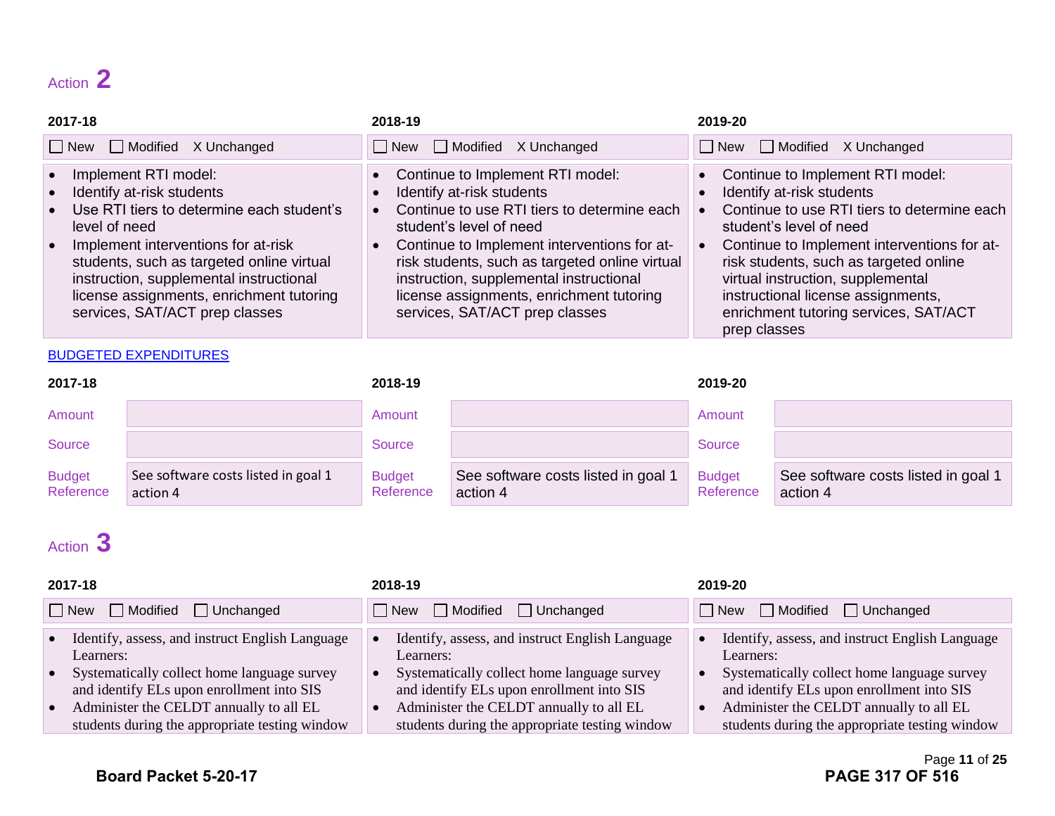## Action 2

| 2017-18 | 2018-19 | 2019-20 |
|---|---|---|
| ☐ New ☐ Modified X Unchanged | ☐ New ☐ Modified X Unchanged | ☐ New ☐ Modified X Unchanged |
| • Implement RTI model:<br>• Identify at-risk students<br>• Use RTI tiers to determine each student's level of need<br>• Implement interventions for at-risk students, such as targeted online virtual instruction, supplemental instructional license assignments, enrichment tutoring services, SAT/ACT prep classes | • Continue to Implement RTI model:<br>• Identify at-risk students<br>• Continue to use RTI tiers to determine each student's level of need<br>• Continue to Implement interventions for at-risk students, such as targeted online virtual instruction, supplemental instructional license assignments, enrichment tutoring services, SAT/ACT prep classes | • Continue to Implement RTI model:<br>• Identify at-risk students<br>• Continue to use RTI tiers to determine each student's level of need<br>• Continue to Implement interventions for at-risk students, such as targeted online virtual instruction, supplemental instructional license assignments, enrichment tutoring services, SAT/ACT prep classes |

BUDGETED EXPENDITURES

| | 2017-18 | | 2018-19 | | 2019-20 |
|---|---|---|---|---|---|
| Amount | | Amount | | Amount | |
| Source | | Source | | Source | |
| Budget Reference | See software costs listed in goal 1 action 4 | Budget Reference | See software costs listed in goal 1 action 4 | Budget Reference | See software costs listed in goal 1 action 4 |

## Action 3

| 2017-18 | 2018-19 | 2019-20 |
|---|---|---|
| ☐ New ☐ Modified ☐ Unchanged | ☐ New ☐ Modified ☐ Unchanged | ☐ New ☐ Modified ☐ Unchanged |
| • Identify, assess, and instruct English Language Learners:<br>• Systematically collect home language survey and identify ELs upon enrollment into SIS<br>• Administer the CELDT annually to all EL students during the appropriate testing window | • Identify, assess, and instruct English Language Learners:<br>• Systematically collect home language survey and identify ELs upon enrollment into SIS<br>• Administer the CELDT annually to all EL students during the appropriate testing window | • Identify, assess, and instruct English Language Learners:<br>• Systematically collect home language survey and identify ELs upon enrollment into SIS<br>• Administer the CELDT annually to all EL students during the appropriate testing window |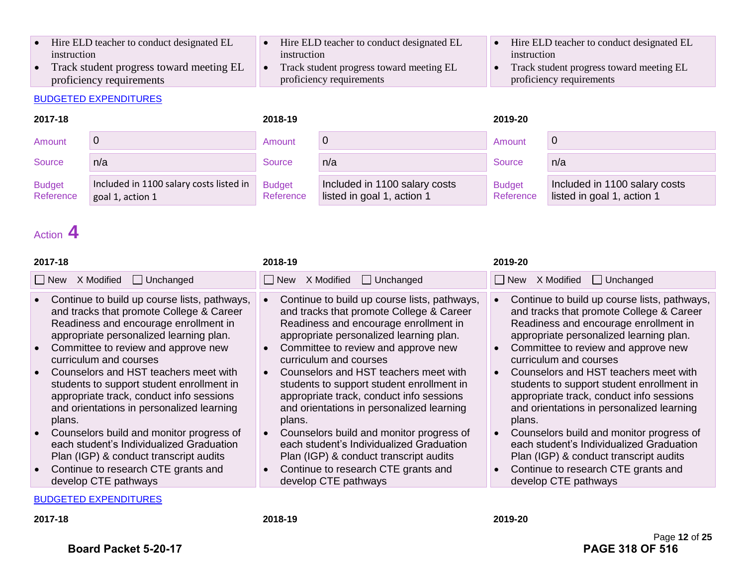| 2017-18 | 2018-19 | 2019-20 |
|---|---|---|
| • Hire ELD teacher to conduct designated EL instruction<br>• Track student progress toward meeting EL proficiency requirements | • Hire ELD teacher to conduct designated EL instruction<br>• Track student progress toward meeting EL proficiency requirements | • Hire ELD teacher to conduct designated EL instruction<br>• Track student progress toward meeting EL proficiency requirements |

BUDGETED EXPENDITURES

| | 2017-18 | | 2018-19 | | 2019-20 |
|---|---|---|---|---|---|
| Amount | 0 | Amount | 0 | Amount | 0 |
| Source | n/a | Source | n/a | Source | n/a |
| Budget Reference | Included in 1100 salary costs listed in goal 1, action 1 | Budget Reference | Included in 1100 salary costs listed in goal 1, action 1 | Budget Reference | Included in 1100 salary costs listed in goal 1, action 1 |

## Action 4

| 2017-18 | 2018-19 | 2019-20 |
|---|---|---|
| ☐ New X Modified ☐ Unchanged | ☐ New X Modified ☐ Unchanged | ☐ New X Modified ☐ Unchanged |
| • Continue to build up course lists, pathways, and tracks that promote College & Career Readiness and encourage enrollment in appropriate personalized learning plan.<br>• Committee to review and approve new curriculum and courses<br>• Counselors and HST teachers meet with students to support student enrollment in appropriate track, conduct info sessions and orientations in personalized learning plans.<br>• Counselors build and monitor progress of each student's Individualized Graduation Plan (IGP) & conduct transcript audits<br>• Continue to research CTE grants and develop CTE pathways | • Continue to build up course lists, pathways, and tracks that promote College & Career Readiness and encourage enrollment in appropriate personalized learning plan.<br>• Committee to review and approve new curriculum and courses<br>• Counselors and HST teachers meet with students to support student enrollment in appropriate track, conduct info sessions and orientations in personalized learning plans.<br>• Counselors build and monitor progress of each student's Individualized Graduation Plan (IGP) & conduct transcript audits<br>• Continue to research CTE grants and develop CTE pathways | • Continue to build up course lists, pathways, and tracks that promote College & Career Readiness and encourage enrollment in appropriate personalized learning plan.<br>• Committee to review and approve new curriculum and courses<br>• Counselors and HST teachers meet with students to support student enrollment in appropriate track, conduct info sessions and orientations in personalized learning plans.<br>• Counselors build and monitor progress of each student's Individualized Graduation Plan (IGP) & conduct transcript audits<br>• Continue to research CTE grants and develop CTE pathways |

BUDGETED EXPENDITURES

| 2017-18 | 2018-19 | 2019-20 |
|---|---|---|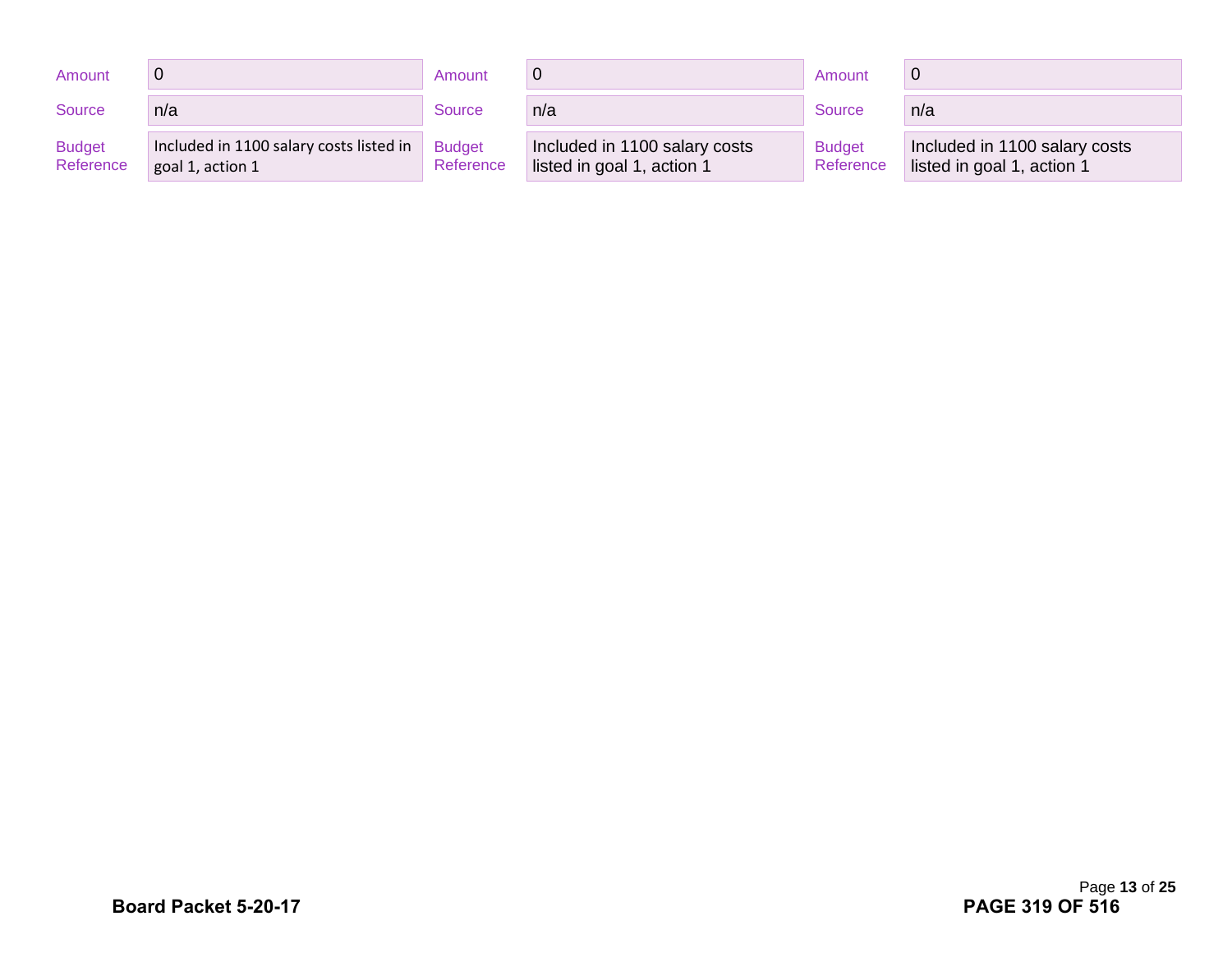| Amount | 0 | Amount | 0 | Amount | 0 |
|---|---|---|---|---|---|
| Source | n/a | Source | n/a | Source | n/a |
| Budget Reference | Included in 1100 salary costs listed in goal 1, action 1 | Budget Reference | Included in 1100 salary costs listed in goal 1, action 1 | Budget Reference | Included in 1100 salary costs listed in goal 1, action 1 |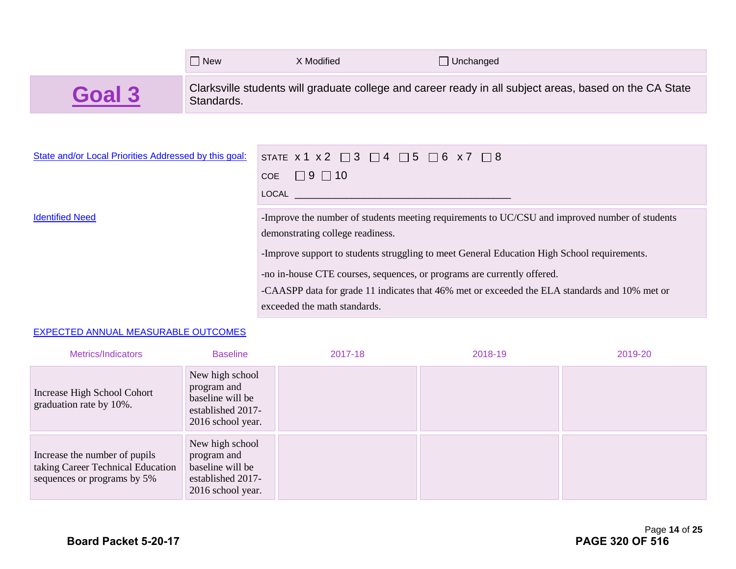☐ New X Modified ☐ Unchanged

# Goal 3

Clarksville students will graduate college and career ready in all subject areas, based on the CA State Standards.

State and/or Local Priorities Addressed by this goal:

STATE x 1 x 2 ☐ 3 ☐ 4 ☐ 5 ☐ 6 x 7 ☐ 8

COE ☐ 9 ☐ 10

LOCAL ________________________________________

Identified Need

-Improve the number of students meeting requirements to UC/CSU and improved number of students demonstrating college readiness.

-Improve support to students struggling to meet General Education High School requirements.

-no in-house CTE courses, sequences, or programs are currently offered.

-CAASPP data for grade 11 indicates that 46% met or exceeded the ELA standards and 10% met or exceeded the math standards.

EXPECTED ANNUAL MEASURABLE OUTCOMES

| Metrics/Indicators | Baseline | 2017-18 | 2018-19 | 2019-20 |
|---|---|---|---|---|
| Increase High School Cohort graduation rate by 10%. | New high school program and baseline will be established 2017-2016 school year. | | | |
| Increase the number of pupils taking Career Technical Education sequences or programs by 5% | New high school program and baseline will be established 2017-2016 school year. | | | |

Board Packet 5-20-17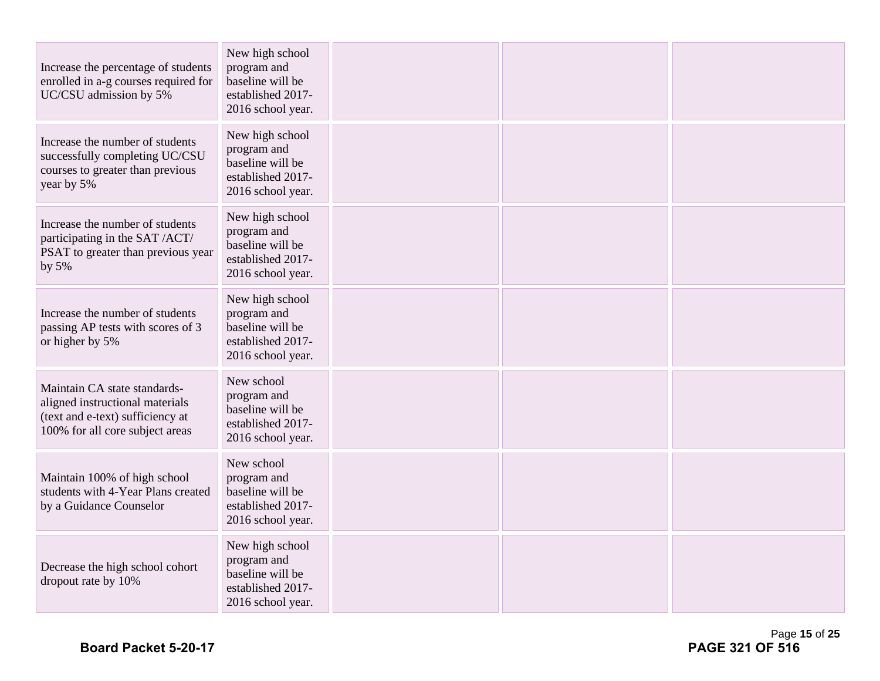| | | | | |
|---|---|---|---|---|
| Increase the percentage of students enrolled in a-g courses required for UC/CSU admission by 5% | New high school program and baseline will be established 2017-2016 school year. | | | |
| Increase the number of students successfully completing UC/CSU courses to greater than previous year by 5% | New high school program and baseline will be established 2017-2016 school year. | | | |
| Increase the number of students participating in the SAT /ACT/ PSAT to greater than previous year by 5% | New high school program and baseline will be established 2017-2016 school year. | | | |
| Increase the number of students passing AP tests with scores of 3 or higher by 5% | New high school program and baseline will be established 2017-2016 school year. | | | |
| Maintain CA state standards-aligned instructional materials (text and e-text) sufficiency at 100% for all core subject areas | New school program and baseline will be established 2017-2016 school year. | | | |
| Maintain 100% of high school students with 4-Year Plans created by a Guidance Counselor | New school program and baseline will be established 2017-2016 school year. | | | |
| Decrease the high school cohort dropout rate by 10% | New high school program and baseline will be established 2017-2016 school year. | | | |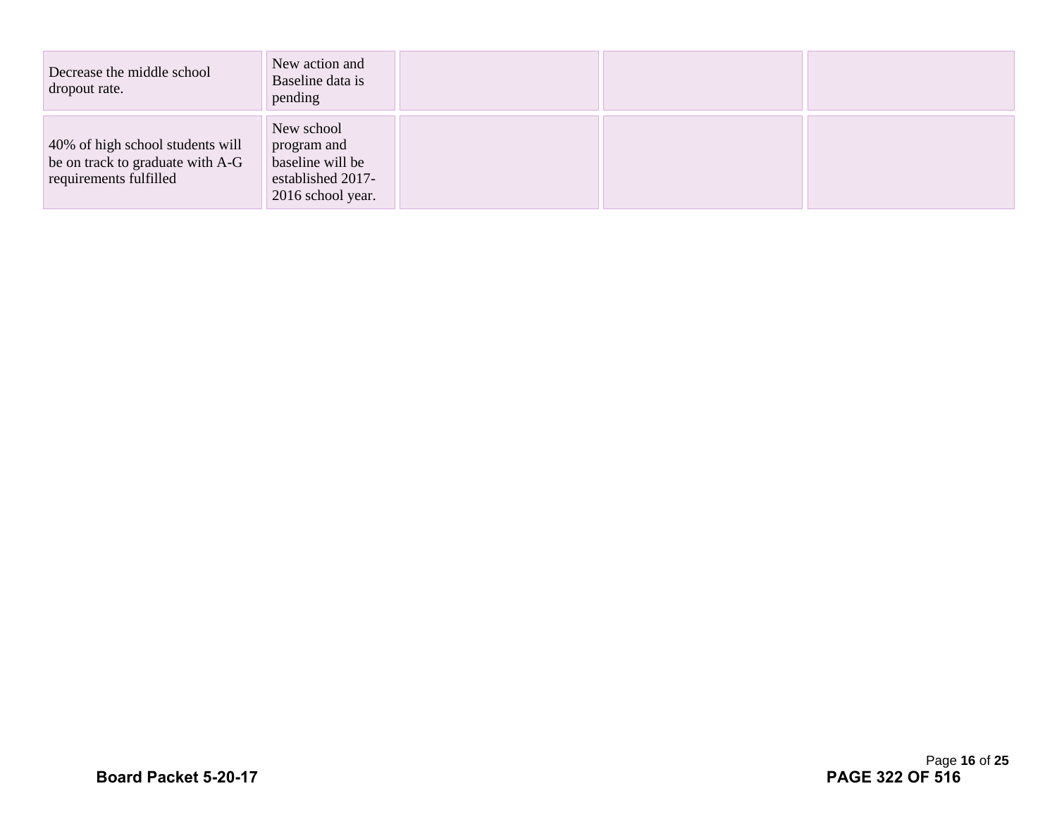| | | | | |
|---|---|---|---|---|
| Decrease the middle school dropout rate. | New action and Baseline data is pending | | | |
| 40% of high school students will be on track to graduate with A-G requirements fulfilled | New school program and baseline will be established 2017-2016 school year. | | | |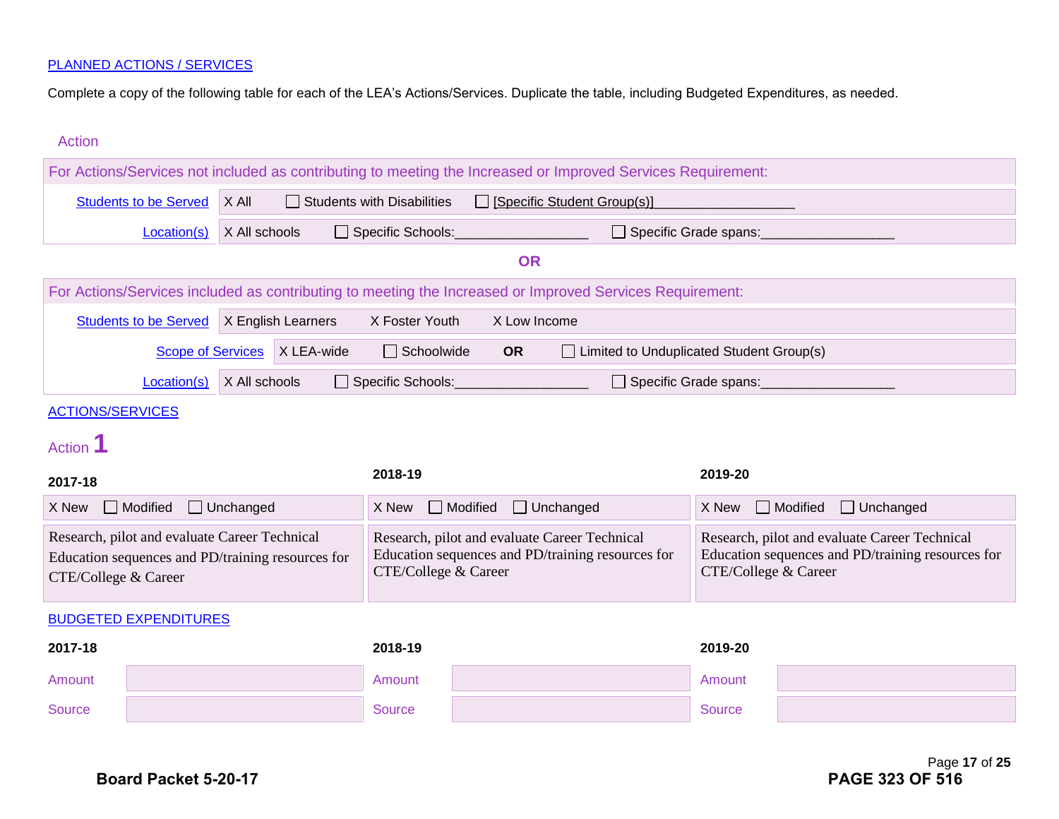PLANNED ACTIONS / SERVICES

Complete a copy of the following table for each of the LEA's Actions/Services. Duplicate the table, including Budgeted Expenditures, as needed.

Action

| For Actions/Services not included as contributing to meeting the Increased or Improved Services Requirement: | | | |
|---|---|---|---|
| Students to be Served | X All | ☐ Students with Disabilities | ☐ [Specific Student Group(s)]__________________ |
| Location(s) | X All schools | ☐ Specific Schools:_________________ | ☐ Specific Grade spans:_________________ |

**OR**

| For Actions/Services included as contributing to meeting the Increased or Improved Services Requirement: | | | |
|---|---|---|---|
| Students to be Served | X English Learners | X Foster Youth | X Low Income |
| Scope of Services | X LEA-wide | ☐ Schoolwide **OR** | ☐ Limited to Unduplicated Student Group(s) |
| Location(s) | X All schools | ☐ Specific Schools:_________________ | ☐ Specific Grade spans:_________________ |

ACTIONS/SERVICES

Action **1**

| 2017-18 | 2018-19 | 2019-20 |
|---|---|---|
| X New ☐ Modified ☐ Unchanged | X New ☐ Modified ☐ Unchanged | X New ☐ Modified ☐ Unchanged |
| Research, pilot and evaluate Career Technical Education sequences and PD/training resources for CTE/College & Career | Research, pilot and evaluate Career Technical Education sequences and PD/training resources for CTE/College & Career | Research, pilot and evaluate Career Technical Education sequences and PD/training resources for CTE/College & Career |

BUDGETED EXPENDITURES

| | 2017-18 | | 2018-19 | | 2019-20 |
|---|---|---|---|---|---|
| Amount | | Amount | | Amount | |
| Source | | Source | | Source | |

**Board Packet 5-20-17**

**PAGE 323 OF 516**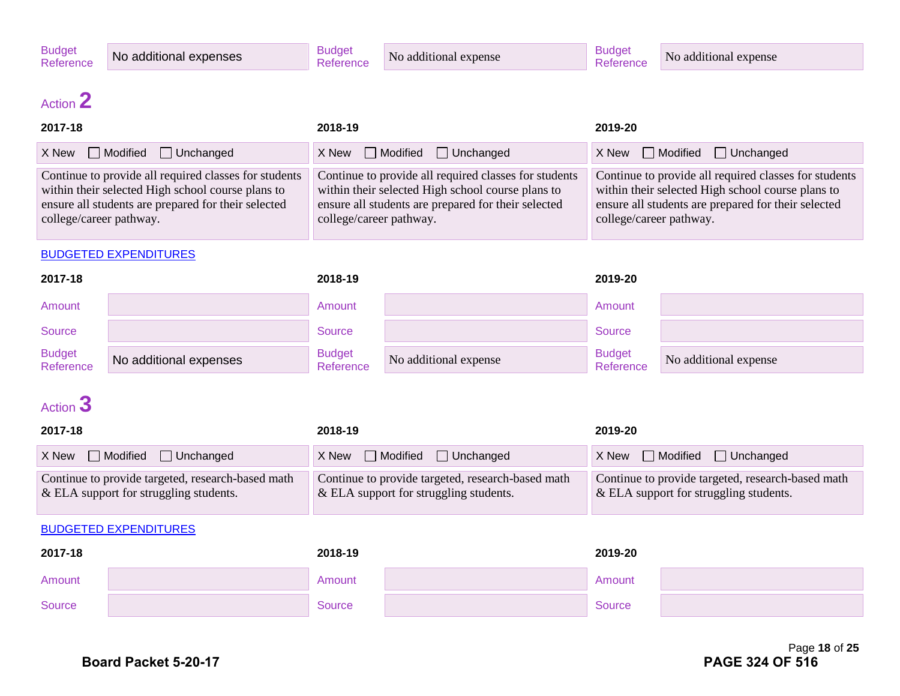| Budget Reference | No additional expenses | Budget Reference | No additional expense | Budget Reference | No additional expense |
|---|---|---|---|---|---|

## Action 2

| 2017-18 | 2018-19 | 2019-20 |
|---|---|---|
| X New ☐ Modified ☐ Unchanged | X New ☐ Modified ☐ Unchanged | X New ☐ Modified ☐ Unchanged |
| Continue to provide all required classes for students within their selected High school course plans to ensure all students are prepared for their selected college/career pathway. | Continue to provide all required classes for students within their selected High school course plans to ensure all students are prepared for their selected college/career pathway. | Continue to provide all required classes for students within their selected High school course plans to ensure all students are prepared for their selected college/career pathway. |

BUDGETED EXPENDITURES

| 2017-18 | | 2018-19 | | 2019-20 | |
|---|---|---|---|---|---|
| Amount | | Amount | | Amount | |
| Source | | Source | | Source | |
| Budget Reference | No additional expenses | Budget Reference | No additional expense | Budget Reference | No additional expense |

## Action 3

| 2017-18 | 2018-19 | 2019-20 |
|---|---|---|
| X New ☐ Modified ☐ Unchanged | X New ☐ Modified ☐ Unchanged | X New ☐ Modified ☐ Unchanged |
| Continue to provide targeted, research-based math & ELA support for struggling students. | Continue to provide targeted, research-based math & ELA support for struggling students. | Continue to provide targeted, research-based math & ELA support for struggling students. |

BUDGETED EXPENDITURES

| 2017-18 | | 2018-19 | | 2019-20 | |
|---|---|---|---|---|---|
| Amount | | Amount | | Amount | |
| Source | | Source | | Source | |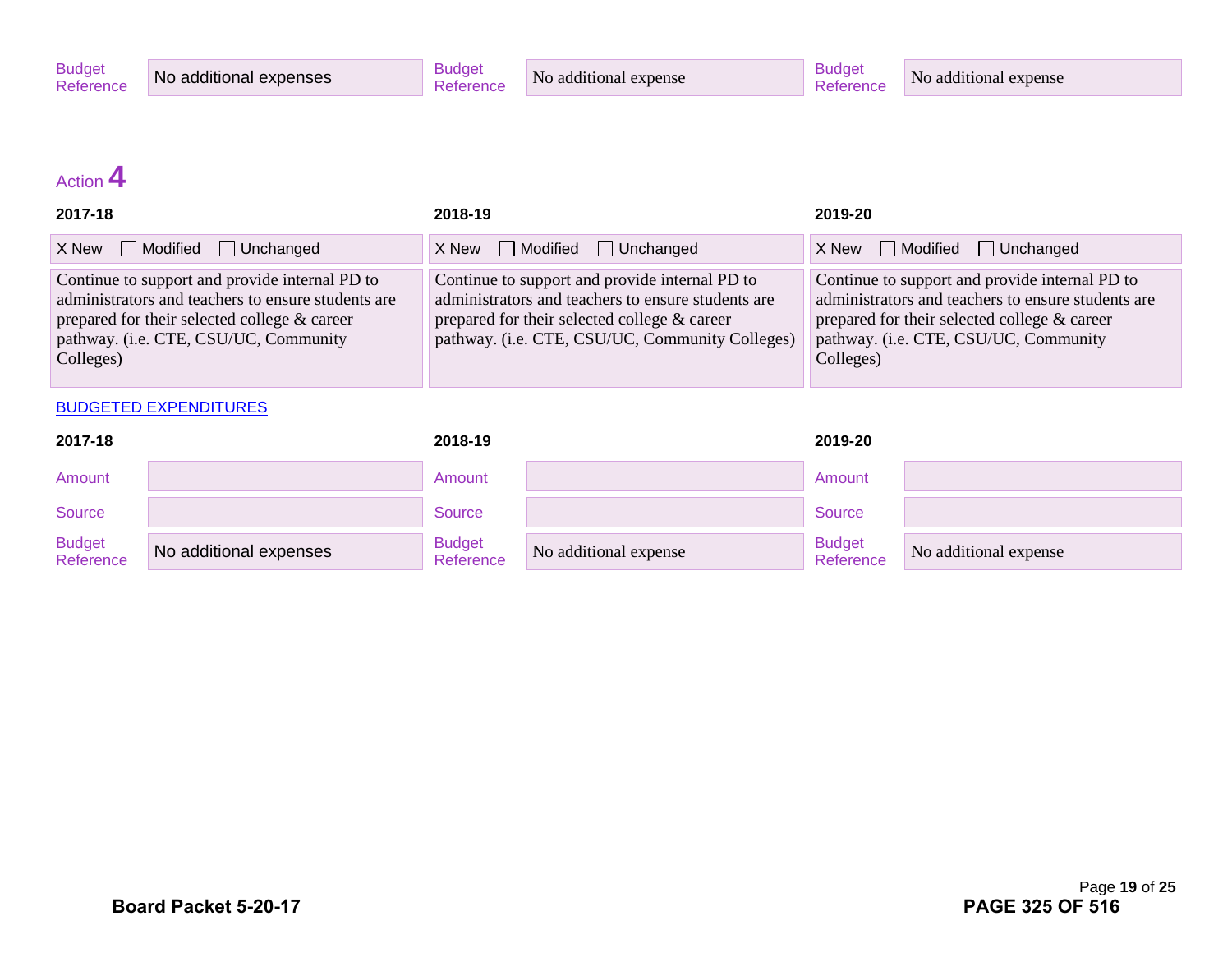| | 2017-18 | | 2018-19 | | 2019-20 |
|---|---|---|---|---|---|
| Budget Reference | No additional expenses | Budget Reference | No additional expense | Budget Reference | No additional expense |

## Action 4

| 2017-18 | 2018-19 | 2019-20 |
|---|---|---|
| X New ☐ Modified ☐ Unchanged | X New ☐ Modified ☐ Unchanged | X New ☐ Modified ☐ Unchanged |
| Continue to support and provide internal PD to administrators and teachers to ensure students are prepared for their selected college & career pathway. (i.e. CTE, CSU/UC, Community Colleges) | Continue to support and provide internal PD to administrators and teachers to ensure students are prepared for their selected college & career pathway. (i.e. CTE, CSU/UC, Community Colleges) | Continue to support and provide internal PD to administrators and teachers to ensure students are prepared for their selected college & career pathway. (i.e. CTE, CSU/UC, Community Colleges) |

BUDGETED EXPENDITURES

| 2017-18 | | 2018-19 | | 2019-20 | |
|---|---|---|---|---|---|
| Amount | | Amount | | Amount | |
| Source | | Source | | Source | |
| Budget Reference | No additional expenses | Budget Reference | No additional expense | Budget Reference | No additional expense |

**Board Packet 5-20-17** **PAGE 325 OF 516**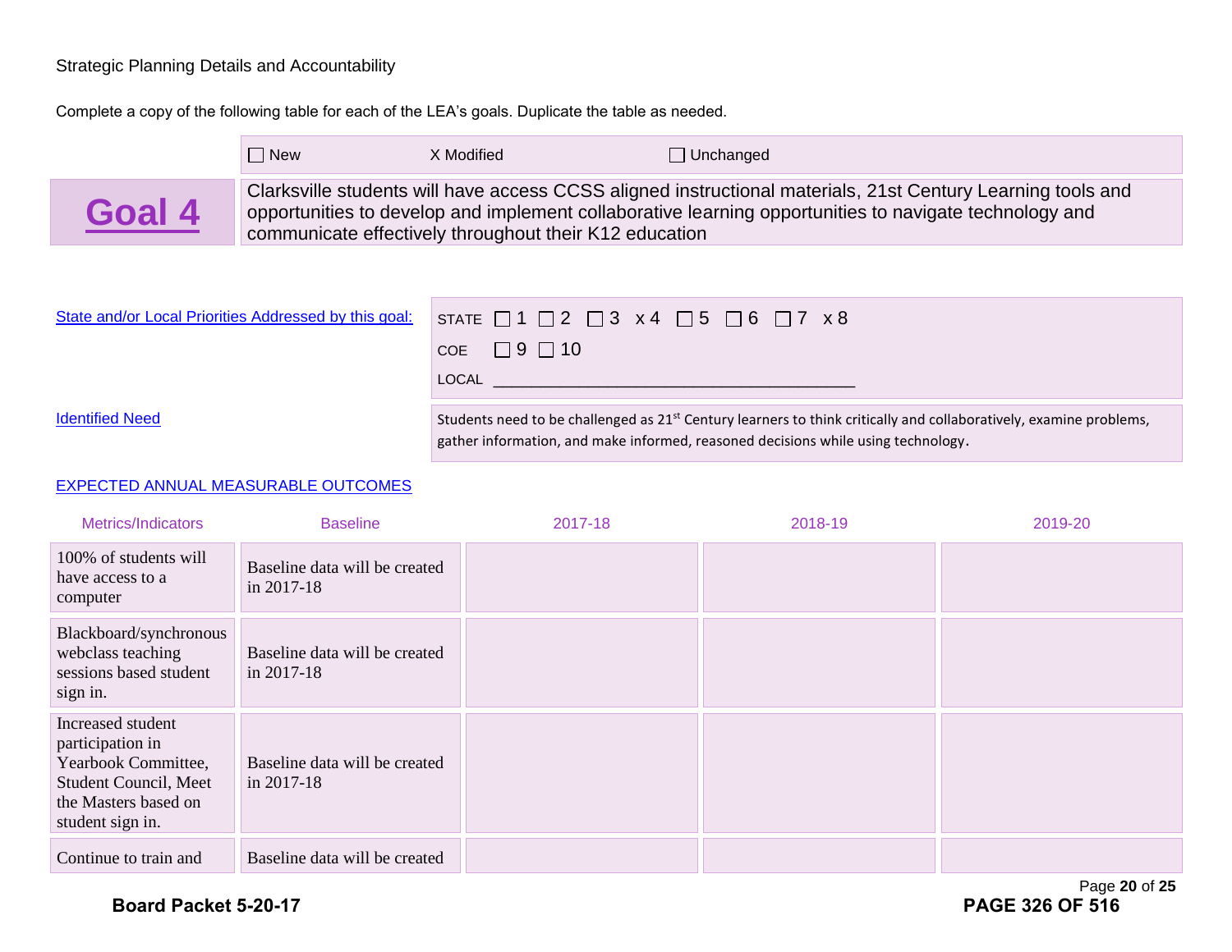Strategic Planning Details and Accountability

Complete a copy of the following table for each of the LEA's goals. Duplicate the table as needed.

☐ New X Modified ☐ Unchanged

| **Goal 4** | Clarksville students will have access CCSS aligned instructional materials, 21st Century Learning tools and opportunities to develop and implement collaborative learning opportunities to navigate technology and communicate effectively throughout their K12 education |
|---|---|

| | |
|---|---|
| State and/or Local Priorities Addressed by this goal: | STATE ☐ 1 ☐ 2 ☐ 3 x 4 ☐ 5 ☐ 6 ☐ 7 x 8<br>COE ☐ 9 ☐ 10<br>LOCAL ________________________________________ |
| Identified Need | Students need to be challenged as 21st Century learners to think critically and collaboratively, examine problems, gather information, and make informed, reasoned decisions while using technology. |

EXPECTED ANNUAL MEASURABLE OUTCOMES

| Metrics/Indicators | Baseline | 2017-18 | 2018-19 | 2019-20 |
|---|---|---|---|---|
| 100% of students will have access to a computer | Baseline data will be created in 2017-18 | | | |
| Blackboard/synchronous webclass teaching sessions based student sign in. | Baseline data will be created in 2017-18 | | | |
| Increased student participation in Yearbook Committee, Student Council, Meet the Masters based on student sign in. | Baseline data will be created in 2017-18 | | | |
| Continue to train and | Baseline data will be created | | | |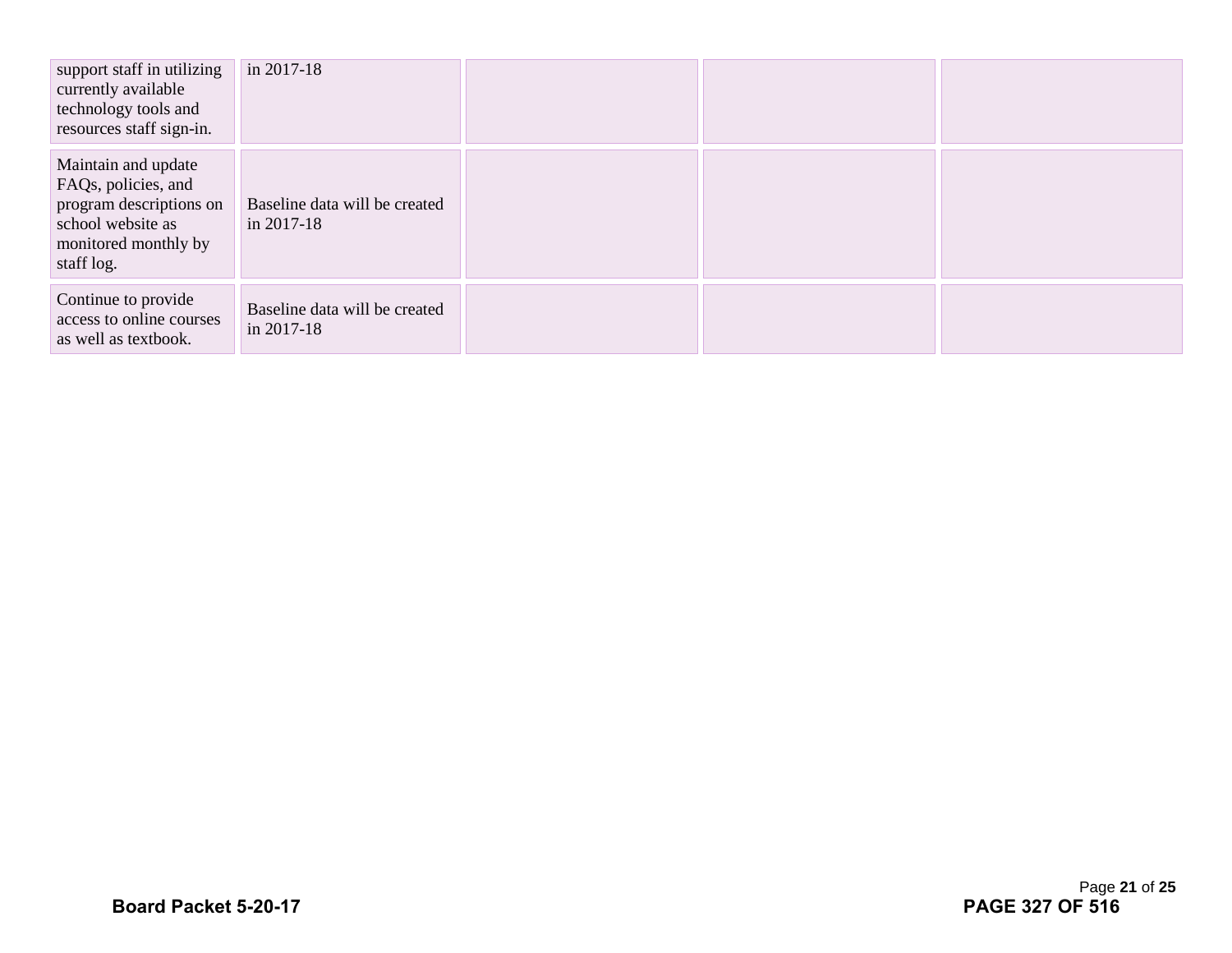| | | | | |
|---|---|---|---|---|
| support staff in utilizing currently available technology tools and resources staff sign-in. | in 2017-18 | | | |
| Maintain and update FAQs, policies, and program descriptions on school website as monitored monthly by staff log. | Baseline data will be created in 2017-18 | | | |
| Continue to provide access to online courses as well as textbook. | Baseline data will be created in 2017-18 | | | |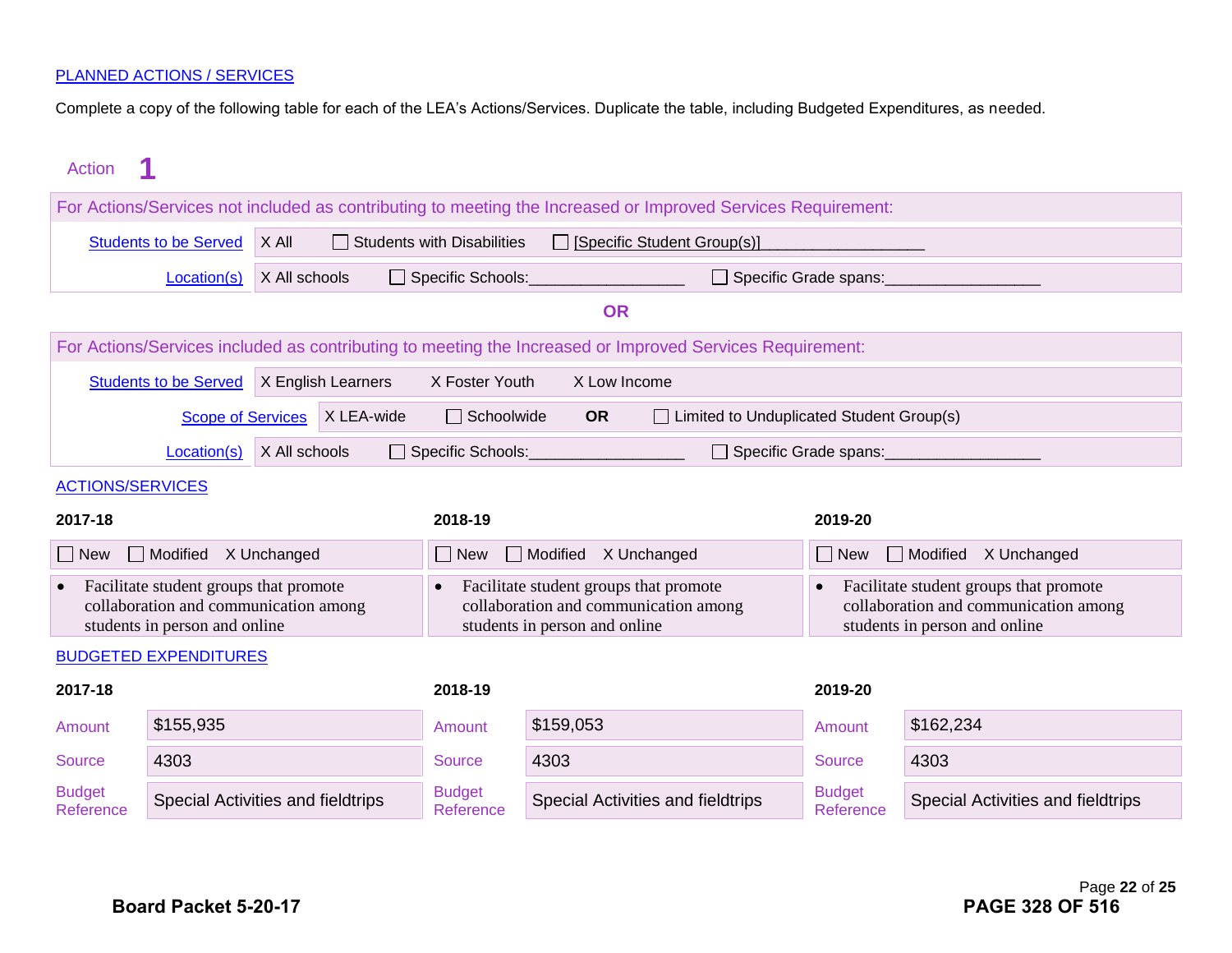PLANNED ACTIONS / SERVICES

Complete a copy of the following table for each of the LEA's Actions/Services. Duplicate the table, including Budgeted Expenditures, as needed.

## Action 1

For Actions/Services not included as contributing to meeting the Increased or Improved Services Requirement:

| | |
|---|---|
| Students to be Served | X All ☐ Students with Disabilities ☐ [Specific Student Group(s)]__________________ |
| Location(s) | X All schools ☐ Specific Schools:_________________ ☐ Specific Grade spans:_________________ |

**OR**

For Actions/Services included as contributing to meeting the Increased or Improved Services Requirement:

| | |
|---|---|
| Students to be Served | X English Learners X Foster Youth X Low Income |
| Scope of Services | X LEA-wide ☐ Schoolwide **OR** ☐ Limited to Unduplicated Student Group(s) |
| Location(s) | X All schools ☐ Specific Schools:_________________ ☐ Specific Grade spans:_________________ |

ACTIONS/SERVICES

| 2017-18 | 2018-19 | 2019-20 |
|---|---|---|
| ☐ New ☐ Modified X Unchanged | ☐ New ☐ Modified X Unchanged | ☐ New ☐ Modified X Unchanged |
| • Facilitate student groups that promote collaboration and communication among students in person and online | • Facilitate student groups that promote collaboration and communication among students in person and online | • Facilitate student groups that promote collaboration and communication among students in person and online |

BUDGETED EXPENDITURES

| | 2017-18 | | 2018-19 | | 2019-20 |
|---|---|---|---|---|---|
| Amount | $155,935 | Amount | $159,053 | Amount | $162,234 |
| Source | 4303 | Source | 4303 | Source | 4303 |
| Budget Reference | Special Activities and fieldtrips | Budget Reference | Special Activities and fieldtrips | Budget Reference | Special Activities and fieldtrips |

**Board Packet 5-20-17**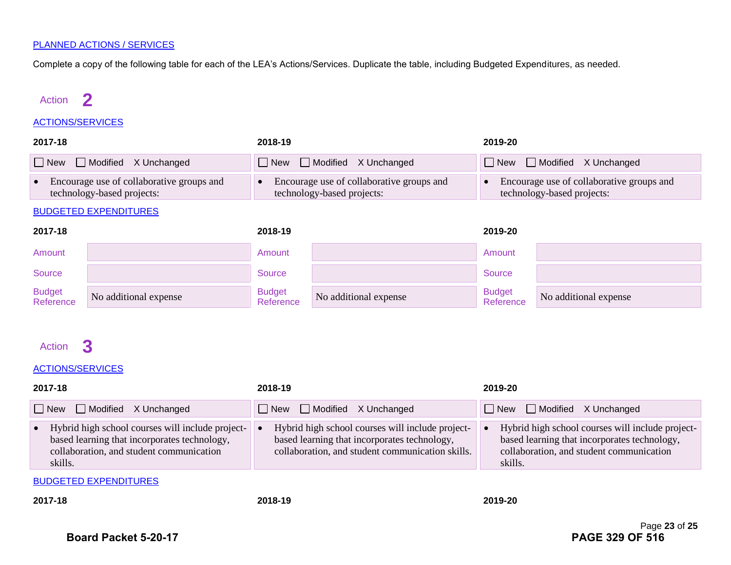## PLANNED ACTIONS / SERVICES

Complete a copy of the following table for each of the LEA's Actions/Services. Duplicate the table, including Budgeted Expenditures, as needed.

### Action 2

#### ACTIONS/SERVICES

| 2017-18 | 2018-19 | 2019-20 |
|---|---|---|
| ☐ New ☐ Modified X Unchanged | ☐ New ☐ Modified X Unchanged | ☐ New ☐ Modified X Unchanged |
| • Encourage use of collaborative groups and technology-based projects: | • Encourage use of collaborative groups and technology-based projects: | • Encourage use of collaborative groups and technology-based projects: |

#### BUDGETED EXPENDITURES

| | 2017-18 | 2018-19 | 2019-20 |
|---|---|---|---|
| Amount | | | |
| Source | | | |
| Budget Reference | No additional expense | No additional expense | No additional expense |

### Action 3

#### ACTIONS/SERVICES

| 2017-18 | 2018-19 | 2019-20 |
|---|---|---|
| ☐ New ☐ Modified X Unchanged | ☐ New ☐ Modified X Unchanged | ☐ New ☐ Modified X Unchanged |
| • Hybrid high school courses will include project-based learning that incorporates technology, collaboration, and student communication skills. | • Hybrid high school courses will include project-based learning that incorporates technology, collaboration, and student communication skills. | • Hybrid high school courses will include project-based learning that incorporates technology, collaboration, and student communication skills. |

#### BUDGETED EXPENDITURES

| 2017-18 | 2018-19 | 2019-20 |
|---|---|---|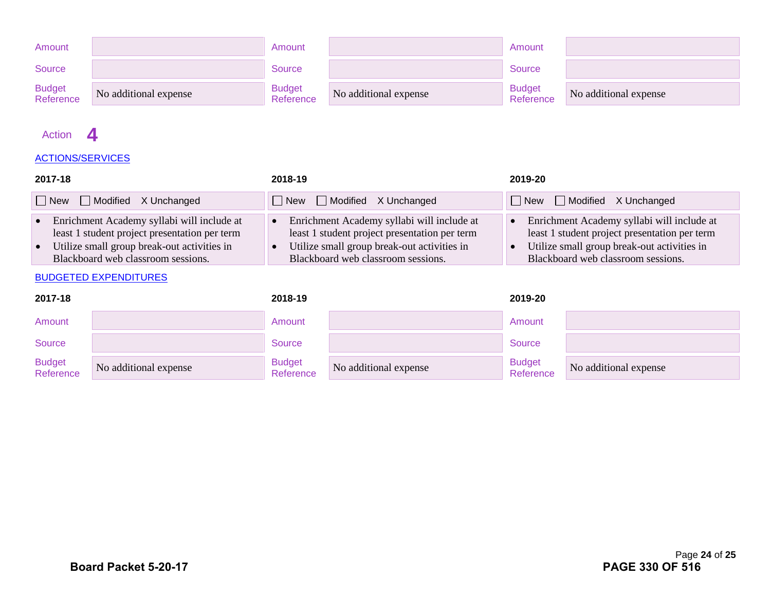| Amount | | Amount | | Amount | |
|---|---|---|---|---|---|
| Source | | Source | | Source | |
| Budget Reference | No additional expense | Budget Reference | No additional expense | Budget Reference | No additional expense |

Action **4**

ACTIONS/SERVICES

| 2017-18 | 2018-19 | 2019-20 |
|---|---|---|
| ☐ New ☐ Modified X Unchanged | ☐ New ☐ Modified X Unchanged | ☐ New ☐ Modified X Unchanged |
| • Enrichment Academy syllabi will include at least 1 student project presentation per term<br>• Utilize small group break-out activities in Blackboard web classroom sessions. | • Enrichment Academy syllabi will include at least 1 student project presentation per term<br>• Utilize small group break-out activities in Blackboard web classroom sessions. | • Enrichment Academy syllabi will include at least 1 student project presentation per term<br>• Utilize small group break-out activities in Blackboard web classroom sessions. |

BUDGETED EXPENDITURES

| 2017-18 | | 2018-19 | | 2019-20 | |
|---|---|---|---|---|---|
| Amount | | Amount | | Amount | |
| Source | | Source | | Source | |
| Budget Reference | No additional expense | Budget Reference | No additional expense | Budget Reference | No additional expense |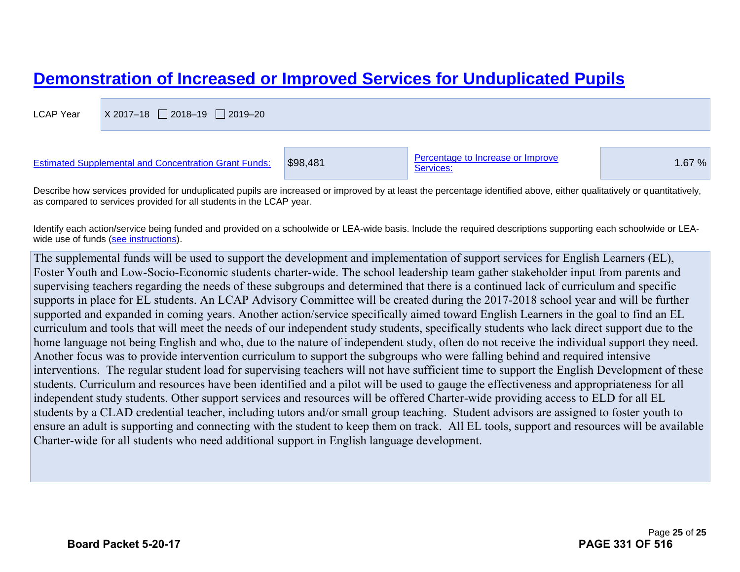# Demonstration of Increased or Improved Services for Unduplicated Pupils

| LCAP Year | X 2017–18 ☐ 2018–19 ☐ 2019–20 |
|---|---|

| Estimated Supplemental and Concentration Grant Funds: | $98,481 | Percentage to Increase or Improve Services: | 1.67 % |
|---|---|---|---|

Describe how services provided for unduplicated pupils are increased or improved by at least the percentage identified above, either qualitatively or quantitatively, as compared to services provided for all students in the LCAP year.

Identify each action/service being funded and provided on a schoolwide or LEA-wide basis. Include the required descriptions supporting each schoolwide or LEA-wide use of funds (see instructions).

The supplemental funds will be used to support the development and implementation of support services for English Learners (EL), Foster Youth and Low-Socio-Economic students charter-wide. The school leadership team gather stakeholder input from parents and supervising teachers regarding the needs of these subgroups and determined that there is a continued lack of curriculum and specific supports in place for EL students. An LCAP Advisory Committee will be created during the 2017-2018 school year and will be further supported and expanded in coming years. Another action/service specifically aimed toward English Learners in the goal to find an EL curriculum and tools that will meet the needs of our independent study students, specifically students who lack direct support due to the home language not being English and who, due to the nature of independent study, often do not receive the individual support they need. Another focus was to provide intervention curriculum to support the subgroups who were falling behind and required intensive interventions. The regular student load for supervising teachers will not have sufficient time to support the English Development of these students. Curriculum and resources have been identified and a pilot will be used to gauge the effectiveness and appropriateness for all independent study students. Other support services and resources will be offered Charter-wide providing access to ELD for all EL students by a CLAD credential teacher, including tutors and/or small group teaching. Student advisors are assigned to foster youth to ensure an adult is supporting and connecting with the student to keep them on track. All EL tools, support and resources will be available Charter-wide for all students who need additional support in English language development.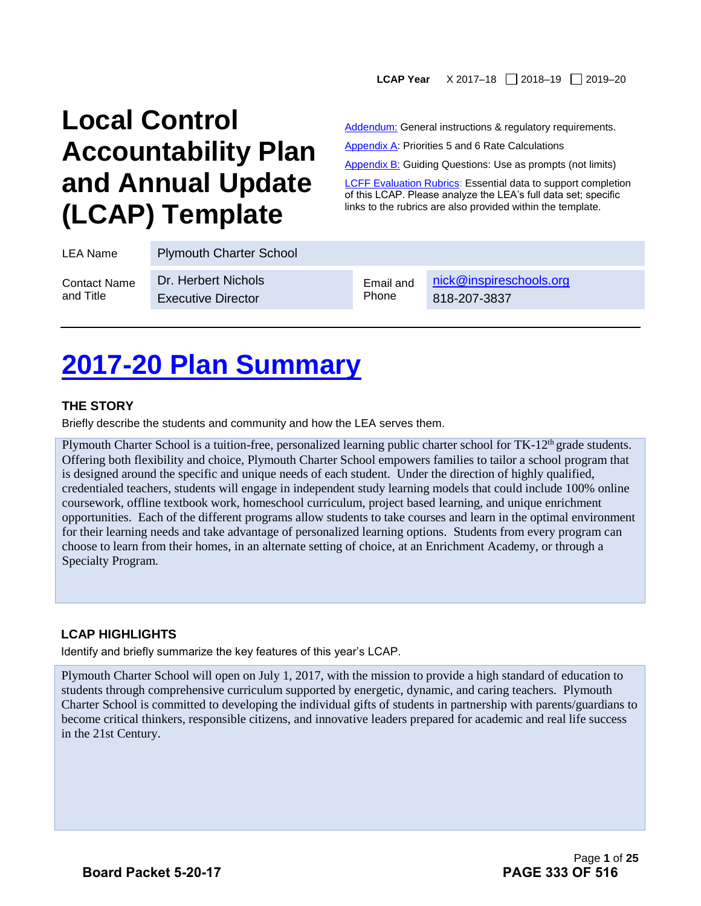**LCAP Year** X 2017–18 ☐ 2018–19 ☐ 2019–20

# Local Control Accountability Plan and Annual Update (LCAP) Template

[Addendum:](#) General instructions & regulatory requirements.

[Appendix A](#): Priorities 5 and 6 Rate Calculations

[Appendix B:](#) Guiding Questions: Use as prompts (not limits)

[LCFF Evaluation Rubrics](#): Essential data to support completion of this LCAP. Please analyze the LEA's full data set; specific links to the rubrics are also provided within the template.

| | | | |
|---|---|---|---|
| LEA Name | Plymouth Charter School | | |
| Contact Name and Title | Dr. Herbert Nichols<br>Executive Director | Email and Phone | nick@inspireschools.org<br>818-207-3837 |

# [2017-20 Plan Summary](#)

### THE STORY

Briefly describe the students and community and how the LEA serves them.

Plymouth Charter School is a tuition-free, personalized learning public charter school for TK-12th grade students. Offering both flexibility and choice, Plymouth Charter School empowers families to tailor a school program that is designed around the specific and unique needs of each student. Under the direction of highly qualified, credentialed teachers, students will engage in independent study learning models that could include 100% online coursework, offline textbook work, homeschool curriculum, project based learning, and unique enrichment opportunities. Each of the different programs allow students to take courses and learn in the optimal environment for their learning needs and take advantage of personalized learning options. Students from every program can choose to learn from their homes, in an alternate setting of choice, at an Enrichment Academy, or through a Specialty Program.

### LCAP HIGHLIGHTS

Identify and briefly summarize the key features of this year's LCAP.

Plymouth Charter School will open on July 1, 2017, with the mission to provide a high standard of education to students through comprehensive curriculum supported by energetic, dynamic, and caring teachers. Plymouth Charter School is committed to developing the individual gifts of students in partnership with parents/guardians to become critical thinkers, responsible citizens, and innovative leaders prepared for academic and real life success in the 21st Century.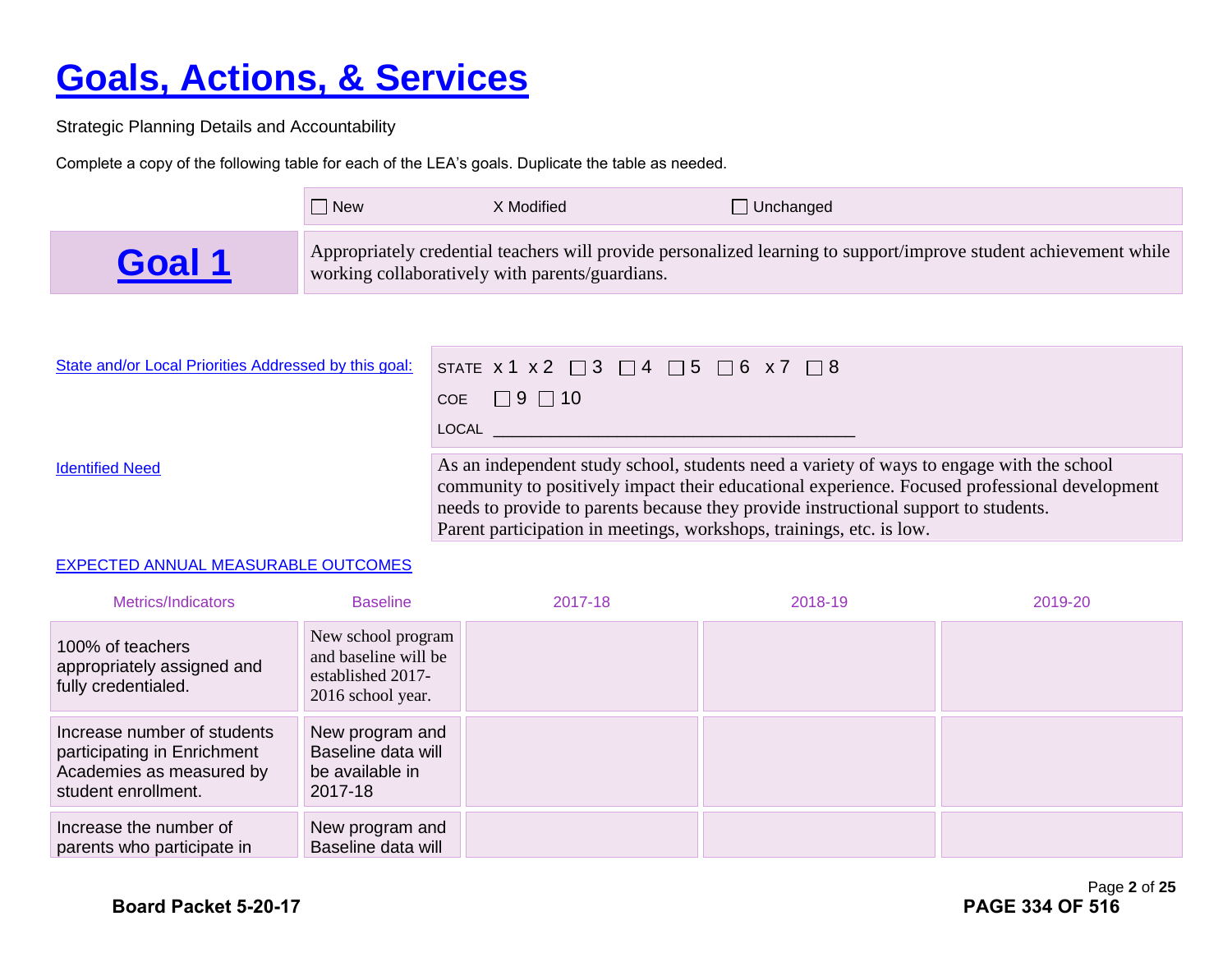# Goals, Actions, & Services

Strategic Planning Details and Accountability

Complete a copy of the following table for each of the LEA's goals. Duplicate the table as needed.

| | ☐ New X Modified ☐ Unchanged |
|---|---|
| **Goal 1** | Appropriately credential teachers will provide personalized learning to support/improve student achievement while working collaboratively with parents/guardians. |

| State and/or Local Priorities Addressed by this goal: | STATE x 1 x 2 ☐ 3 ☐ 4 ☐ 5 ☐ 6 x 7 ☐ 8<br>COE ☐ 9 ☐ 10<br>LOCAL ______________________________ |
|---|---|
| Identified Need | As an independent study school, students need a variety of ways to engage with the school community to positively impact their educational experience. Focused professional development needs to provide to parents because they provide instructional support to students.<br>Parent participation in meetings, workshops, trainings, etc. is low. |

EXPECTED ANNUAL MEASURABLE OUTCOMES

| Metrics/Indicators | Baseline | 2017-18 | 2018-19 | 2019-20 |
|---|---|---|---|---|
| 100% of teachers appropriately assigned and fully credentialed. | New school program and baseline will be established 2017-2016 school year. | | | |
| Increase number of students participating in Enrichment Academies as measured by student enrollment. | New program and Baseline data will be available in 2017-18 | | | |
| Increase the number of parents who participate in | New program and Baseline data will | | | |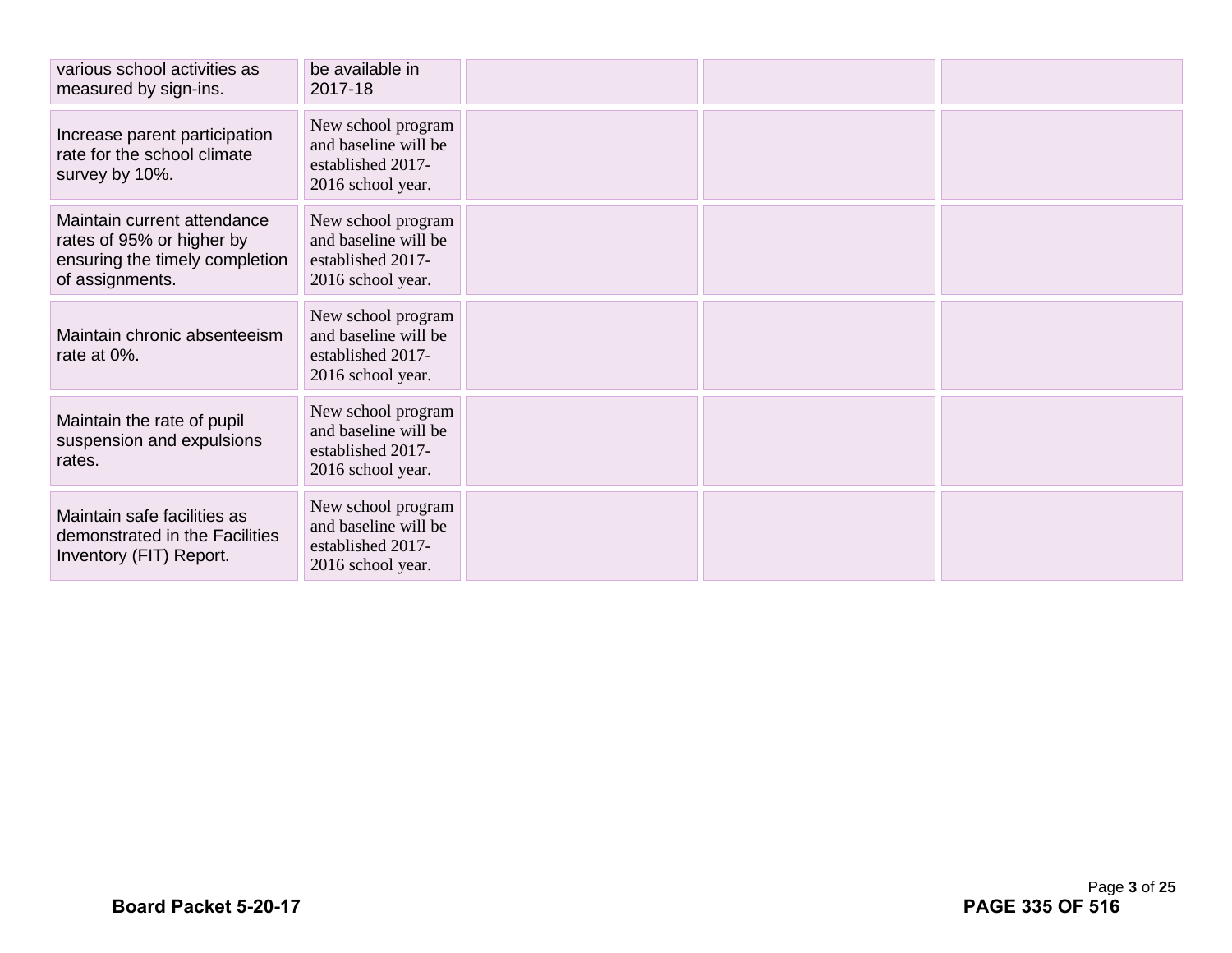| | | | | |
|---|---|---|---|---|
| various school activities as measured by sign-ins. | be available in 2017-18 | | | |
| Increase parent participation rate for the school climate survey by 10%. | New school program and baseline will be established 2017-2016 school year. | | | |
| Maintain current attendance rates of 95% or higher by ensuring the timely completion of assignments. | New school program and baseline will be established 2017-2016 school year. | | | |
| Maintain chronic absenteeism rate at 0%. | New school program and baseline will be established 2017-2016 school year. | | | |
| Maintain the rate of pupil suspension and expulsions rates. | New school program and baseline will be established 2017-2016 school year. | | | |
| Maintain safe facilities as demonstrated in the Facilities Inventory (FIT) Report. | New school program and baseline will be established 2017-2016 school year. | | | |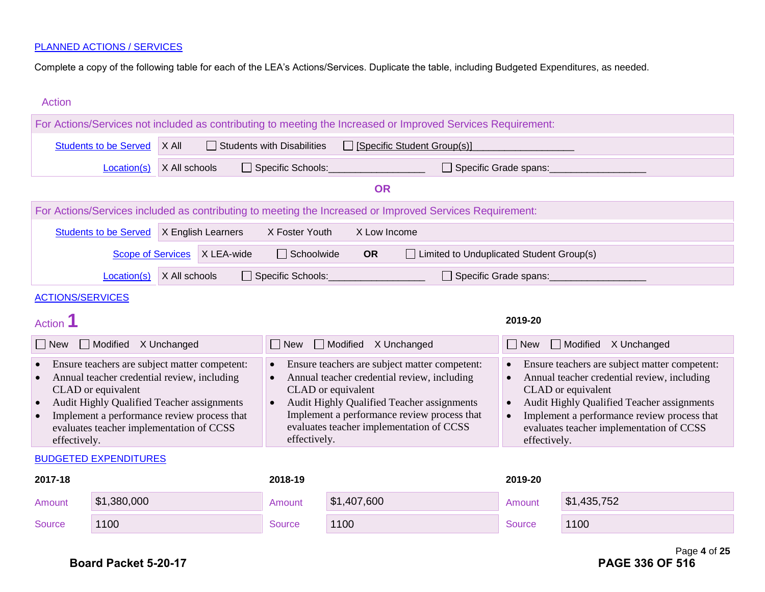PLANNED ACTIONS / SERVICES

Complete a copy of the following table for each of the LEA's Actions/Services. Duplicate the table, including Budgeted Expenditures, as needed.

Action

| For Actions/Services not included as contributing to meeting the Increased or Improved Services Requirement: | |
|---|---|
| Students to be Served | X All ☐ Students with Disabilities ☐ [Specific Student Group(s)]__________________ |
| Location(s) | X All schools ☐ Specific Schools:_________________ ☐ Specific Grade spans:_________________ |

**OR**

| For Actions/Services included as contributing to meeting the Increased or Improved Services Requirement: | |
|---|---|
| Students to be Served | X English Learners X Foster Youth X Low Income |
| Scope of Services | X LEA-wide ☐ Schoolwide **OR** ☐ Limited to Unduplicated Student Group(s) |
| Location(s) | X All schools ☐ Specific Schools:_________________ ☐ Specific Grade spans:_________________ |

ACTIONS/SERVICES

Action **1**

| | | 2019-20 |
|---|---|---|
| ☐ New ☐ Modified X Unchanged | ☐ New ☐ Modified X Unchanged | ☐ New ☐ Modified X Unchanged |
| • Ensure teachers are subject matter competent:<br>• Annual teacher credential review, including CLAD or equivalent<br>• Audit Highly Qualified Teacher assignments<br>• Implement a performance review process that evaluates teacher implementation of CCSS effectively. | • Ensure teachers are subject matter competent:<br>• Annual teacher credential review, including CLAD or equivalent<br>• Audit Highly Qualified Teacher assignments Implement a performance review process that evaluates teacher implementation of CCSS effectively. | • Ensure teachers are subject matter competent:<br>• Annual teacher credential review, including CLAD or equivalent<br>• Audit Highly Qualified Teacher assignments<br>• Implement a performance review process that evaluates teacher implementation of CCSS effectively. |

BUDGETED EXPENDITURES

| | 2017-18 | | 2018-19 | | 2019-20 |
|---|---|---|---|---|---|
| Amount | $1,380,000 | Amount | $1,407,600 | Amount | $1,435,752 |
| Source | 1100 | Source | 1100 | Source | 1100 |

**Board Packet 5-20-17**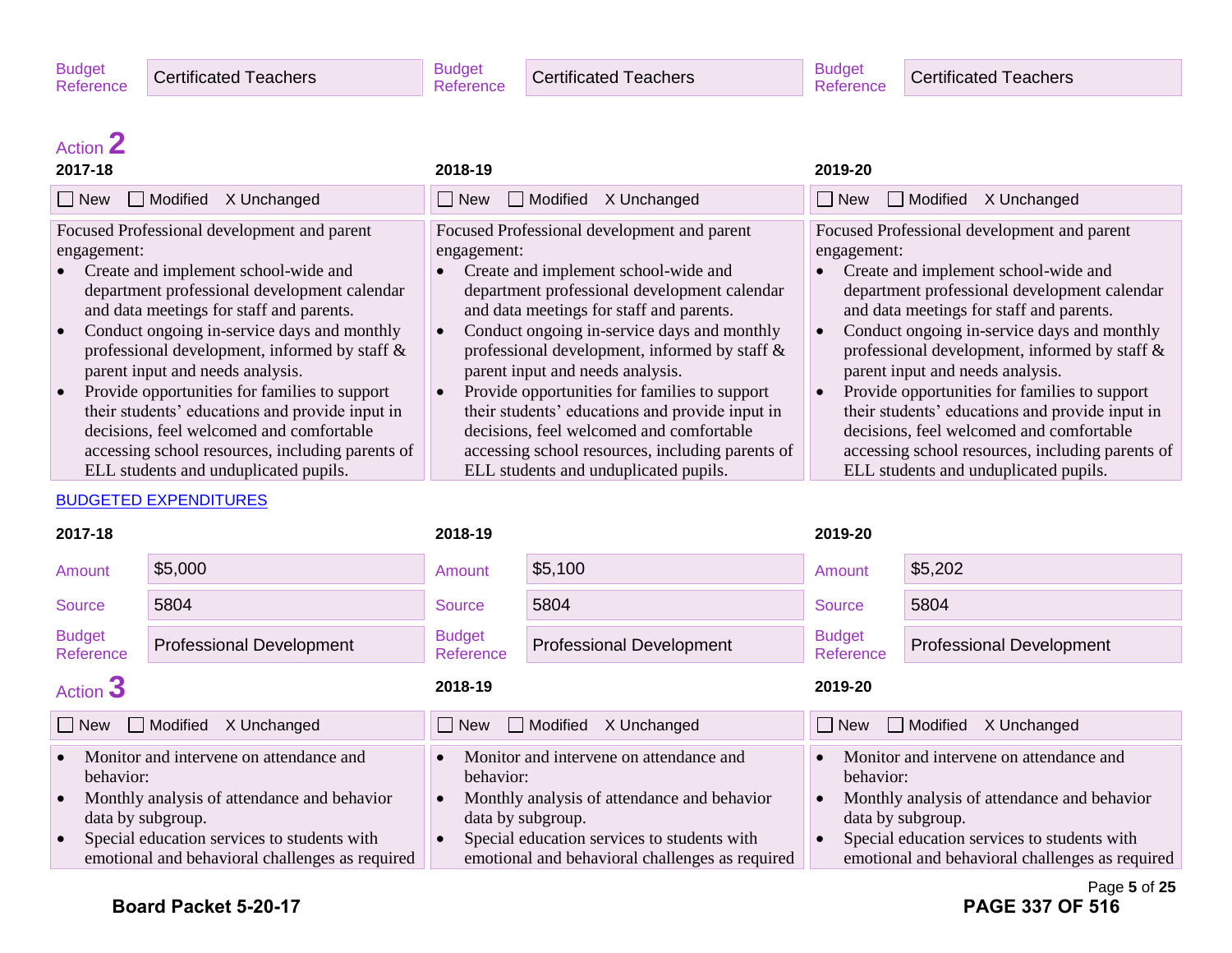| Budget Reference | Certificated Teachers | Budget Reference | Certificated Teachers | Budget Reference | Certificated Teachers |
|---|---|---|---|---|---|

## Action 2

| 2017-18 | 2018-19 | 2019-20 |
|---|---|---|
| ☐ New ☐ Modified X Unchanged | ☐ New ☐ Modified X Unchanged | ☐ New ☐ Modified X Unchanged |
| Focused Professional development and parent engagement:<br>• Create and implement school-wide and department professional development calendar and data meetings for staff and parents.<br>• Conduct ongoing in-service days and monthly professional development, informed by staff & parent input and needs analysis.<br>• Provide opportunities for families to support their students' educations and provide input in decisions, feel welcomed and comfortable accessing school resources, including parents of ELL students and unduplicated pupils. | Focused Professional development and parent engagement:<br>• Create and implement school-wide and department professional development calendar and data meetings for staff and parents.<br>• Conduct ongoing in-service days and monthly professional development, informed by staff & parent input and needs analysis.<br>• Provide opportunities for families to support their students' educations and provide input in decisions, feel welcomed and comfortable accessing school resources, including parents of ELL students and unduplicated pupils. | Focused Professional development and parent engagement:<br>• Create and implement school-wide and department professional development calendar and data meetings for staff and parents.<br>• Conduct ongoing in-service days and monthly professional development, informed by staff & parent input and needs analysis.<br>• Provide opportunities for families to support their students' educations and provide input in decisions, feel welcomed and comfortable accessing school resources, including parents of ELL students and unduplicated pupils. |

BUDGETED EXPENDITURES

| | 2017-18 | | 2018-19 | | 2019-20 |
|---|---|---|---|---|---|
| Amount | $5,000 | Amount | $5,100 | Amount | $5,202 |
| Source | 5804 | Source | 5804 | Source | 5804 |
| Budget Reference | Professional Development | Budget Reference | Professional Development | Budget Reference | Professional Development |

## Action 3

| 2017-18 | 2018-19 | 2019-20 |
|---|---|---|
| ☐ New ☐ Modified X Unchanged | ☐ New ☐ Modified X Unchanged | ☐ New ☐ Modified X Unchanged |
| • Monitor and intervene on attendance and behavior:<br>• Monthly analysis of attendance and behavior data by subgroup.<br>• Special education services to students with emotional and behavioral challenges as required | • Monitor and intervene on attendance and behavior:<br>• Monthly analysis of attendance and behavior data by subgroup.<br>• Special education services to students with emotional and behavioral challenges as required | • Monitor and intervene on attendance and behavior:<br>• Monthly analysis of attendance and behavior data by subgroup.<br>• Special education services to students with emotional and behavioral challenges as required |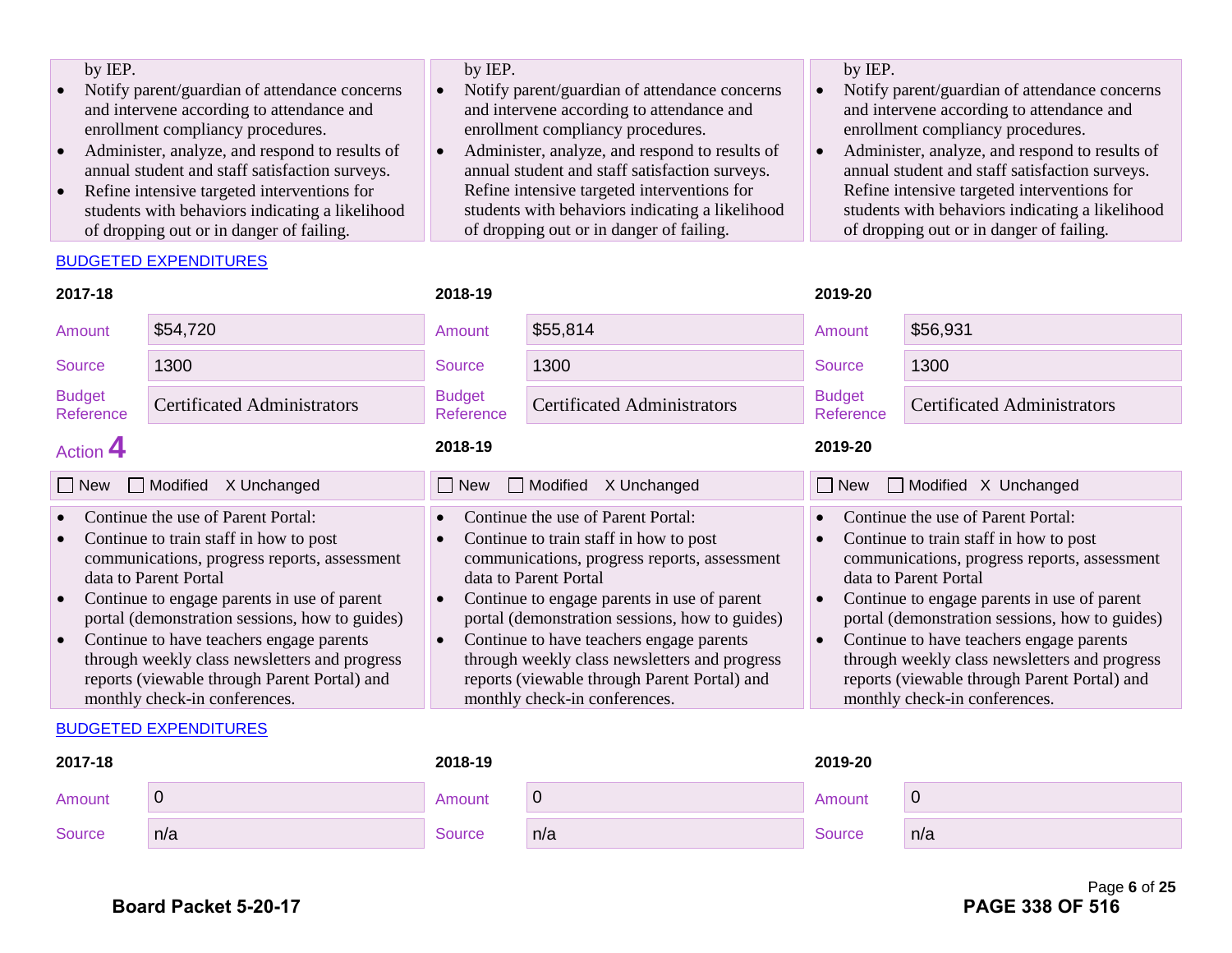| 2017-18 | 2018-19 | 2019-20 |
|---|---|---|
| by IEP.<br>• Notify parent/guardian of attendance concerns and intervene according to attendance and enrollment compliancy procedures.<br>• Administer, analyze, and respond to results of annual student and staff satisfaction surveys.<br>• Refine intensive targeted interventions for students with behaviors indicating a likelihood of dropping out or in danger of failing. | by IEP.<br>• Notify parent/guardian of attendance concerns and intervene according to attendance and enrollment compliancy procedures.<br>• Administer, analyze, and respond to results of annual student and staff satisfaction surveys. Refine intensive targeted interventions for students with behaviors indicating a likelihood of dropping out or in danger of failing. | by IEP.<br>• Notify parent/guardian of attendance concerns and intervene according to attendance and enrollment compliancy procedures.<br>• Administer, analyze, and respond to results of annual student and staff satisfaction surveys. Refine intensive targeted interventions for students with behaviors indicating a likelihood of dropping out or in danger of failing. |

BUDGETED EXPENDITURES

| | 2017-18 | 2018-19 | 2019-20 |
|---|---|---|---|
| Amount | $54,720 | $55,814 | $56,931 |
| Source | 1300 | 1300 | 1300 |
| Budget Reference | Certificated Administrators | Certificated Administrators | Certificated Administrators |

## Action 4

| 2017-18 | 2018-19 | 2019-20 |
|---|---|---|
| ☐ New ☐ Modified X Unchanged | ☐ New ☐ Modified X Unchanged | ☐ New ☐ Modified X Unchanged |
| • Continue the use of Parent Portal:<br>• Continue to train staff in how to post communications, progress reports, assessment data to Parent Portal<br>• Continue to engage parents in use of parent portal (demonstration sessions, how to guides)<br>• Continue to have teachers engage parents through weekly class newsletters and progress reports (viewable through Parent Portal) and monthly check-in conferences. | • Continue the use of Parent Portal:<br>• Continue to train staff in how to post communications, progress reports, assessment data to Parent Portal<br>• Continue to engage parents in use of parent portal (demonstration sessions, how to guides)<br>• Continue to have teachers engage parents through weekly class newsletters and progress reports (viewable through Parent Portal) and monthly check-in conferences. | • Continue the use of Parent Portal:<br>• Continue to train staff in how to post communications, progress reports, assessment data to Parent Portal<br>• Continue to engage parents in use of parent portal (demonstration sessions, how to guides)<br>• Continue to have teachers engage parents through weekly class newsletters and progress reports (viewable through Parent Portal) and monthly check-in conferences. |

BUDGETED EXPENDITURES

| | 2017-18 | 2018-19 | 2019-20 |
|---|---|---|---|
| Amount | 0 | 0 | 0 |
| Source | n/a | n/a | n/a |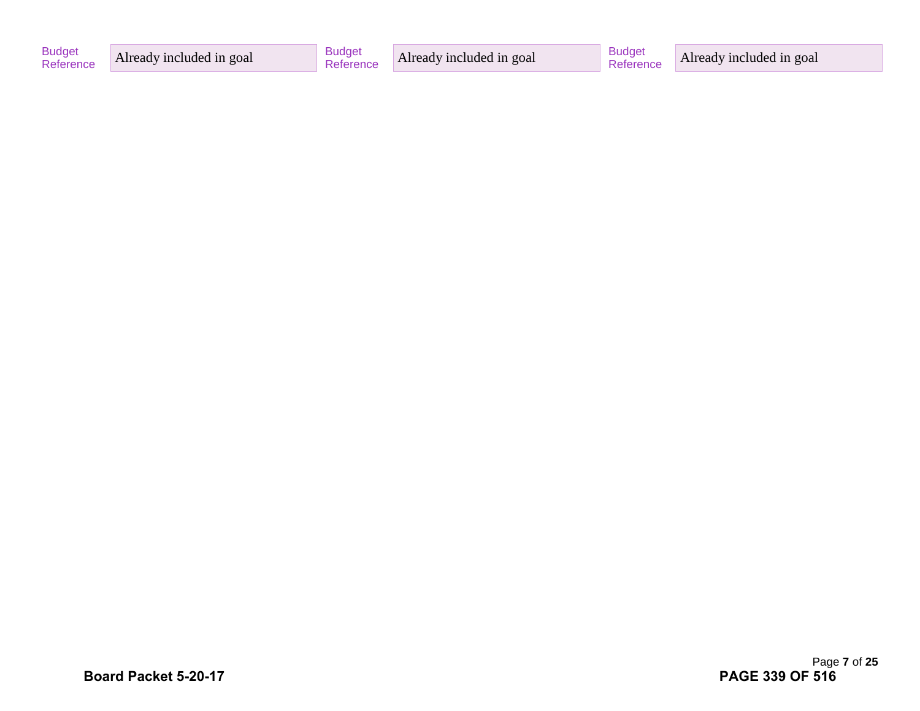| Budget Reference | Already included in goal | Budget Reference | Already included in goal | Budget Reference | Already included in goal |
|---|---|---|---|---|---|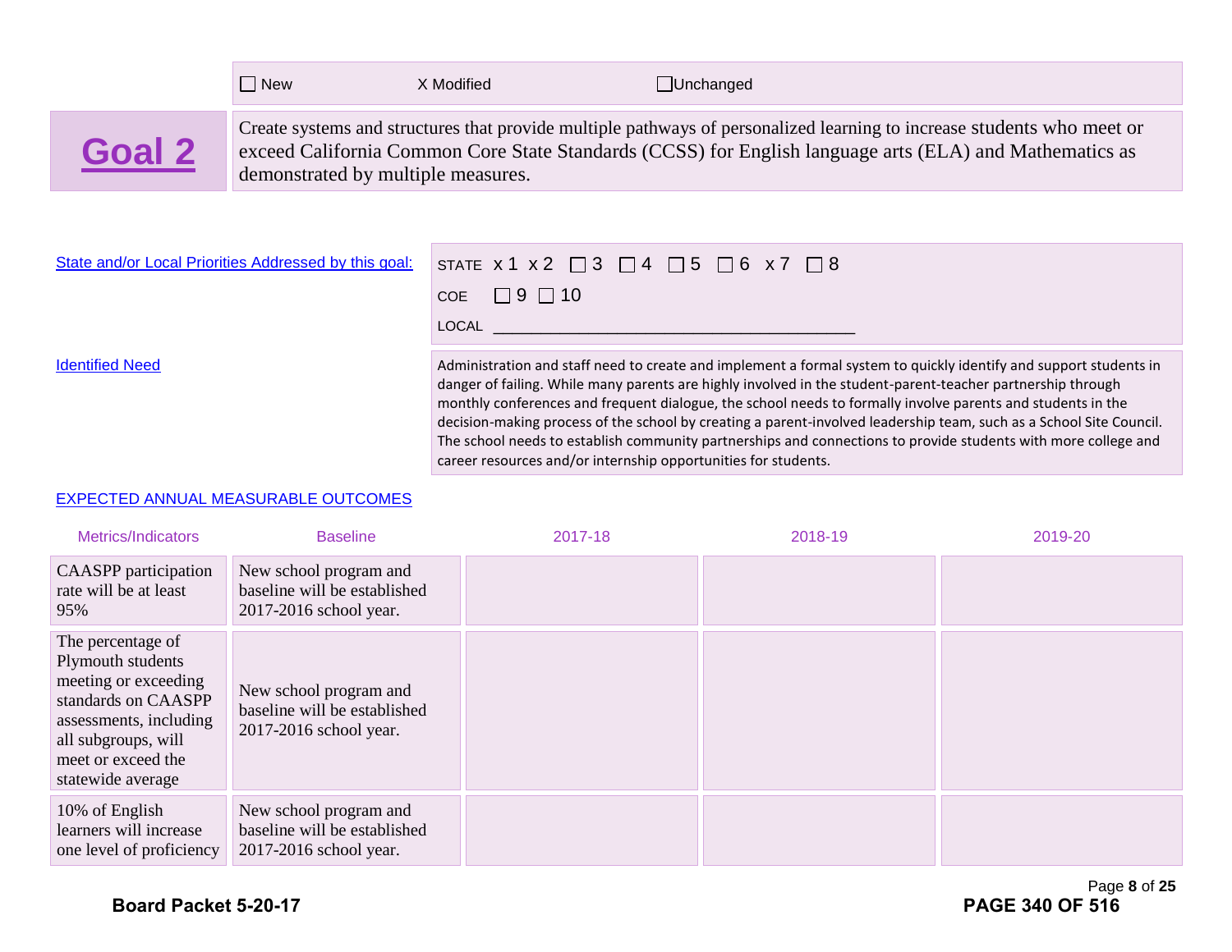☐ New X Modified ☐Unchanged

## Goal 2

Create systems and structures that provide multiple pathways of personalized learning to increase students who meet or exceed California Common Core State Standards (CCSS) for English language arts (ELA) and Mathematics as demonstrated by multiple measures.

State and/or Local Priorities Addressed by this goal:

STATE x 1 x 2 ☐ 3 ☐ 4 ☐ 5 ☐ 6 x 7 ☐ 8

COE ☐ 9 ☐ 10

LOCAL ___________________________________________

Identified Need

Administration and staff need to create and implement a formal system to quickly identify and support students in danger of failing. While many parents are highly involved in the student-parent-teacher partnership through monthly conferences and frequent dialogue, the school needs to formally involve parents and students in the decision-making process of the school by creating a parent-involved leadership team, such as a School Site Council. The school needs to establish community partnerships and connections to provide students with more college and career resources and/or internship opportunities for students.

EXPECTED ANNUAL MEASURABLE OUTCOMES

| Metrics/Indicators | Baseline | 2017-18 | 2018-19 | 2019-20 |
|---|---|---|---|---|
| CAASPP participation rate will be at least 95% | New school program and baseline will be established 2017-2016 school year. | | | |
| The percentage of Plymouth students meeting or exceeding standards on CAASPP assessments, including all subgroups, will meet or exceed the statewide average | New school program and baseline will be established 2017-2016 school year. | | | |
| 10% of English learners will increase one level of proficiency | New school program and baseline will be established 2017-2016 school year. | | | |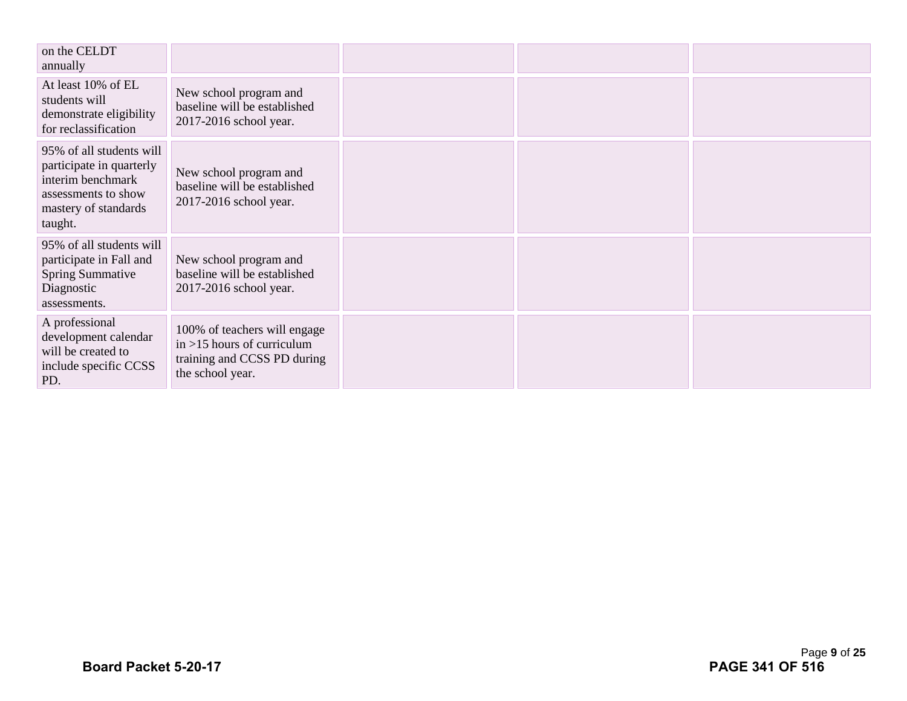| | | | | |
|---|---|---|---|---|
| on the CELDT annually | | | | |
| At least 10% of EL students will demonstrate eligibility for reclassification | New school program and baseline will be established 2017-2016 school year. | | | |
| 95% of all students will participate in quarterly interim benchmark assessments to show mastery of standards taught. | New school program and baseline will be established 2017-2016 school year. | | | |
| 95% of all students will participate in Fall and Spring Summative Diagnostic assessments. | New school program and baseline will be established 2017-2016 school year. | | | |
| A professional development calendar will be created to include specific CCSS PD. | 100% of teachers will engage in >15 hours of curriculum training and CCSS PD during the school year. | | | |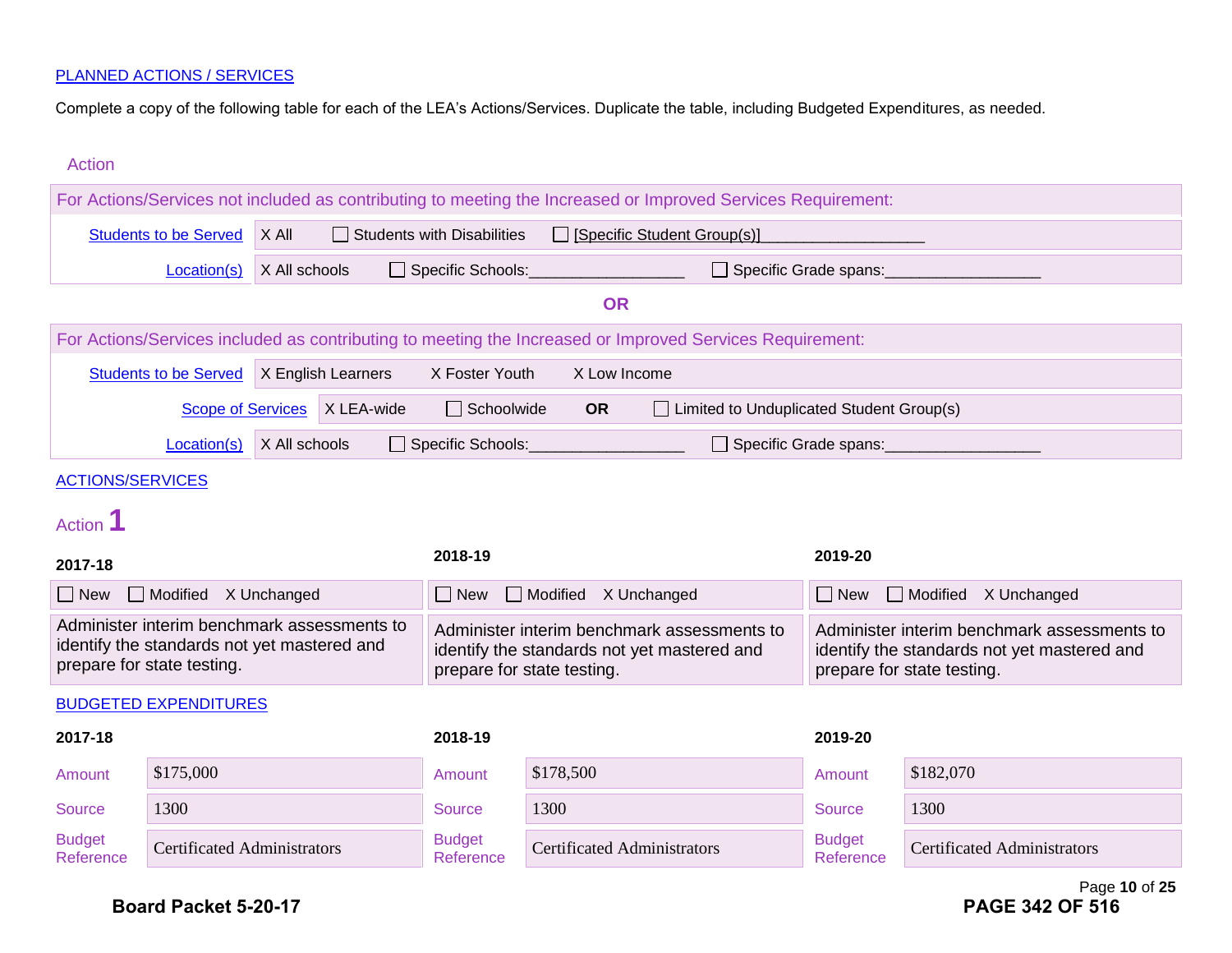PLANNED ACTIONS / SERVICES

Complete a copy of the following table for each of the LEA's Actions/Services. Duplicate the table, including Budgeted Expenditures, as needed.

Action

For Actions/Services not included as contributing to meeting the Increased or Improved Services Requirement:

| | | | |
|---|---|---|---|
| Students to be Served | X All | ☐ Students with Disabilities | ☐ [Specific Student Group(s)]__________________ |
| Location(s) | X All schools | ☐ Specific Schools:_________________ | ☐ Specific Grade spans:_________________ |

**OR**

For Actions/Services included as contributing to meeting the Increased or Improved Services Requirement:

| | | | |
|---|---|---|---|
| Students to be Served | X English Learners | X Foster Youth | X Low Income |
| Scope of Services | X LEA-wide | ☐ Schoolwide **OR** | ☐ Limited to Unduplicated Student Group(s) |
| Location(s) | X All schools | ☐ Specific Schools:_________________ | ☐ Specific Grade spans:_________________ |

ACTIONS/SERVICES

Action **1**

| 2017-18 | 2018-19 | 2019-20 |
|---|---|---|
| ☐ New ☐ Modified X Unchanged | ☐ New ☐ Modified X Unchanged | ☐ New ☐ Modified X Unchanged |
| Administer interim benchmark assessments to identify the standards not yet mastered and prepare for state testing. | Administer interim benchmark assessments to identify the standards not yet mastered and prepare for state testing. | Administer interim benchmark assessments to identify the standards not yet mastered and prepare for state testing. |

BUDGETED EXPENDITURES

| | 2017-18 | | 2018-19 | | 2019-20 |
|---|---|---|---|---|---|
| Amount | $175,000 | Amount | $178,500 | Amount | $182,070 |
| Source | 1300 | Source | 1300 | Source | 1300 |
| Budget Reference | Certificated Administrators | Budget Reference | Certificated Administrators | Budget Reference | Certificated Administrators |

**Board Packet 5-20-17**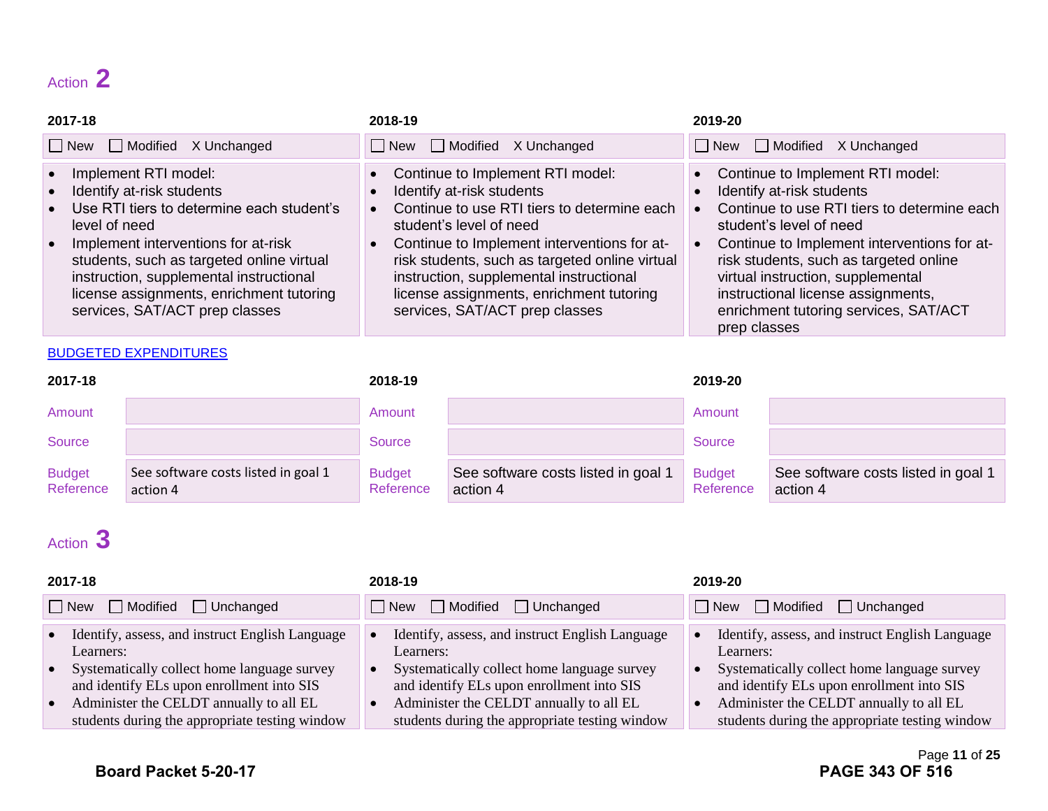## Action 2

| 2017-18 | 2018-19 | 2019-20 |
|---|---|---|
| ☐ New ☐ Modified X Unchanged | ☐ New ☐ Modified X Unchanged | ☐ New ☐ Modified X Unchanged |
| • Implement RTI model:<br>• Identify at-risk students<br>• Use RTI tiers to determine each student's level of need<br>• Implement interventions for at-risk students, such as targeted online virtual instruction, supplemental instructional license assignments, enrichment tutoring services, SAT/ACT prep classes | • Continue to Implement RTI model:<br>• Identify at-risk students<br>• Continue to use RTI tiers to determine each student's level of need<br>• Continue to Implement interventions for at-risk students, such as targeted online virtual instruction, supplemental instructional license assignments, enrichment tutoring services, SAT/ACT prep classes | • Continue to Implement RTI model:<br>• Identify at-risk students<br>• Continue to use RTI tiers to determine each student's level of need<br>• Continue to Implement interventions for at-risk students, such as targeted online virtual instruction, supplemental instructional license assignments, enrichment tutoring services, SAT/ACT prep classes |

BUDGETED EXPENDITURES

| | 2017-18 | | 2018-19 | | 2019-20 |
|---|---|---|---|---|---|
| Amount | | Amount | | Amount | |
| Source | | Source | | Source | |
| Budget Reference | See software costs listed in goal 1 action 4 | Budget Reference | See software costs listed in goal 1 action 4 | Budget Reference | See software costs listed in goal 1 action 4 |

## Action 3

| 2017-18 | 2018-19 | 2019-20 |
|---|---|---|
| ☐ New ☐ Modified ☐ Unchanged | ☐ New ☐ Modified ☐ Unchanged | ☐ New ☐ Modified ☐ Unchanged |
| • Identify, assess, and instruct English Language Learners:<br>• Systematically collect home language survey and identify ELs upon enrollment into SIS<br>• Administer the CELDT annually to all EL students during the appropriate testing window | • Identify, assess, and instruct English Language Learners:<br>• Systematically collect home language survey and identify ELs upon enrollment into SIS<br>• Administer the CELDT annually to all EL students during the appropriate testing window | • Identify, assess, and instruct English Language Learners:<br>• Systematically collect home language survey and identify ELs upon enrollment into SIS<br>• Administer the CELDT annually to all EL students during the appropriate testing window |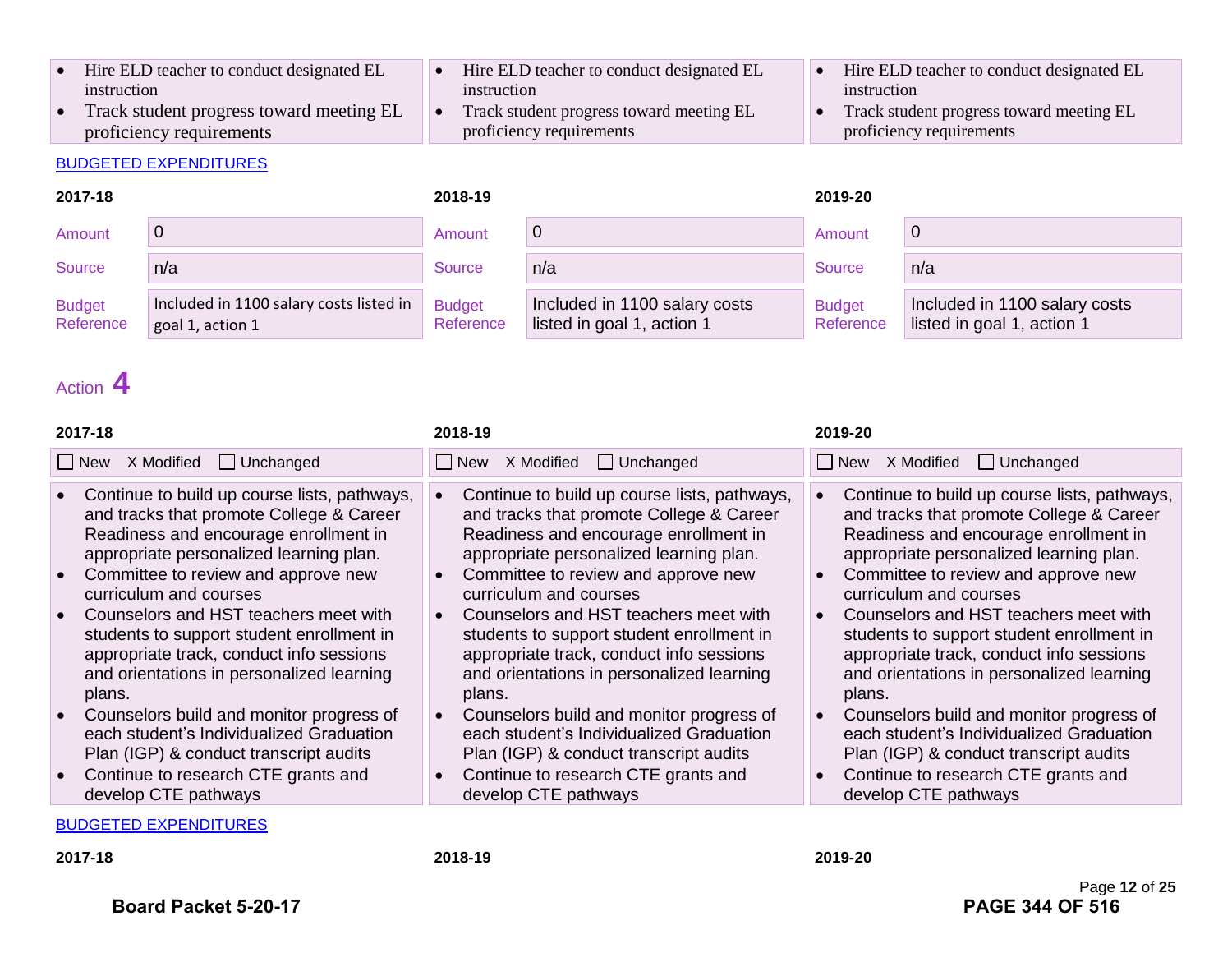| 2017-18 | 2018-19 | 2019-20 |
|---|---|---|
| • Hire ELD teacher to conduct designated EL instruction<br>• Track student progress toward meeting EL proficiency requirements | • Hire ELD teacher to conduct designated EL instruction<br>• Track student progress toward meeting EL proficiency requirements | • Hire ELD teacher to conduct designated EL instruction<br>• Track student progress toward meeting EL proficiency requirements |

BUDGETED EXPENDITURES

| | 2017-18 | | 2018-19 | | 2019-20 |
|---|---|---|---|---|---|
| Amount | 0 | Amount | 0 | Amount | 0 |
| Source | n/a | Source | n/a | Source | n/a |
| Budget Reference | Included in 1100 salary costs listed in goal 1, action 1 | Budget Reference | Included in 1100 salary costs listed in goal 1, action 1 | Budget Reference | Included in 1100 salary costs listed in goal 1, action 1 |

## Action 4

| 2017-18 | 2018-19 | 2019-20 |
|---|---|---|
| ☐ New X Modified ☐ Unchanged | ☐ New X Modified ☐ Unchanged | ☐ New X Modified ☐ Unchanged |
| • Continue to build up course lists, pathways, and tracks that promote College & Career Readiness and encourage enrollment in appropriate personalized learning plan.<br>• Committee to review and approve new curriculum and courses<br>• Counselors and HST teachers meet with students to support student enrollment in appropriate track, conduct info sessions and orientations in personalized learning plans.<br>• Counselors build and monitor progress of each student's Individualized Graduation Plan (IGP) & conduct transcript audits<br>• Continue to research CTE grants and develop CTE pathways | • Continue to build up course lists, pathways, and tracks that promote College & Career Readiness and encourage enrollment in appropriate personalized learning plan.<br>• Committee to review and approve new curriculum and courses<br>• Counselors and HST teachers meet with students to support student enrollment in appropriate track, conduct info sessions and orientations in personalized learning plans.<br>• Counselors build and monitor progress of each student's Individualized Graduation Plan (IGP) & conduct transcript audits<br>• Continue to research CTE grants and develop CTE pathways | • Continue to build up course lists, pathways, and tracks that promote College & Career Readiness and encourage enrollment in appropriate personalized learning plan.<br>• Committee to review and approve new curriculum and courses<br>• Counselors and HST teachers meet with students to support student enrollment in appropriate track, conduct info sessions and orientations in personalized learning plans.<br>• Counselors build and monitor progress of each student's Individualized Graduation Plan (IGP) & conduct transcript audits<br>• Continue to research CTE grants and develop CTE pathways |

BUDGETED EXPENDITURES

| 2017-18 | 2018-19 | 2019-20 |
|---|---|---|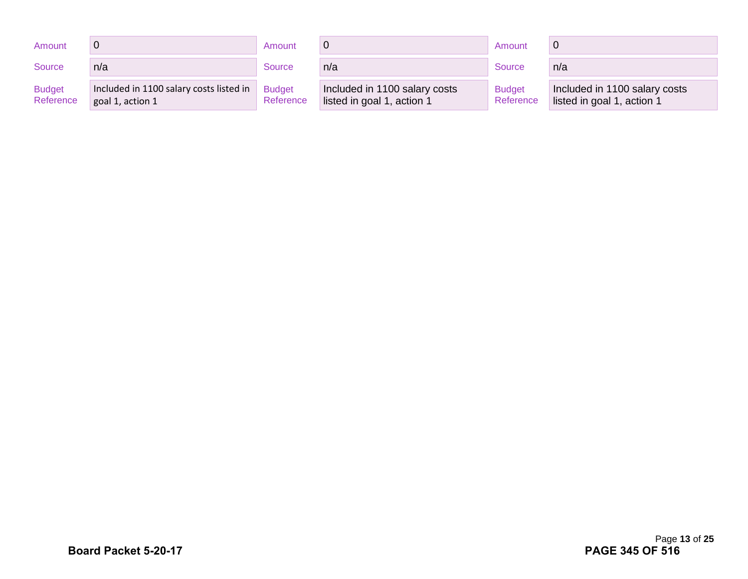| Amount | 0 | Amount | 0 | Amount | 0 |
|---|---|---|---|---|---|
| Source | n/a | Source | n/a | Source | n/a |
| Budget Reference | Included in 1100 salary costs listed in goal 1, action 1 | Budget Reference | Included in 1100 salary costs listed in goal 1, action 1 | Budget Reference | Included in 1100 salary costs listed in goal 1, action 1 |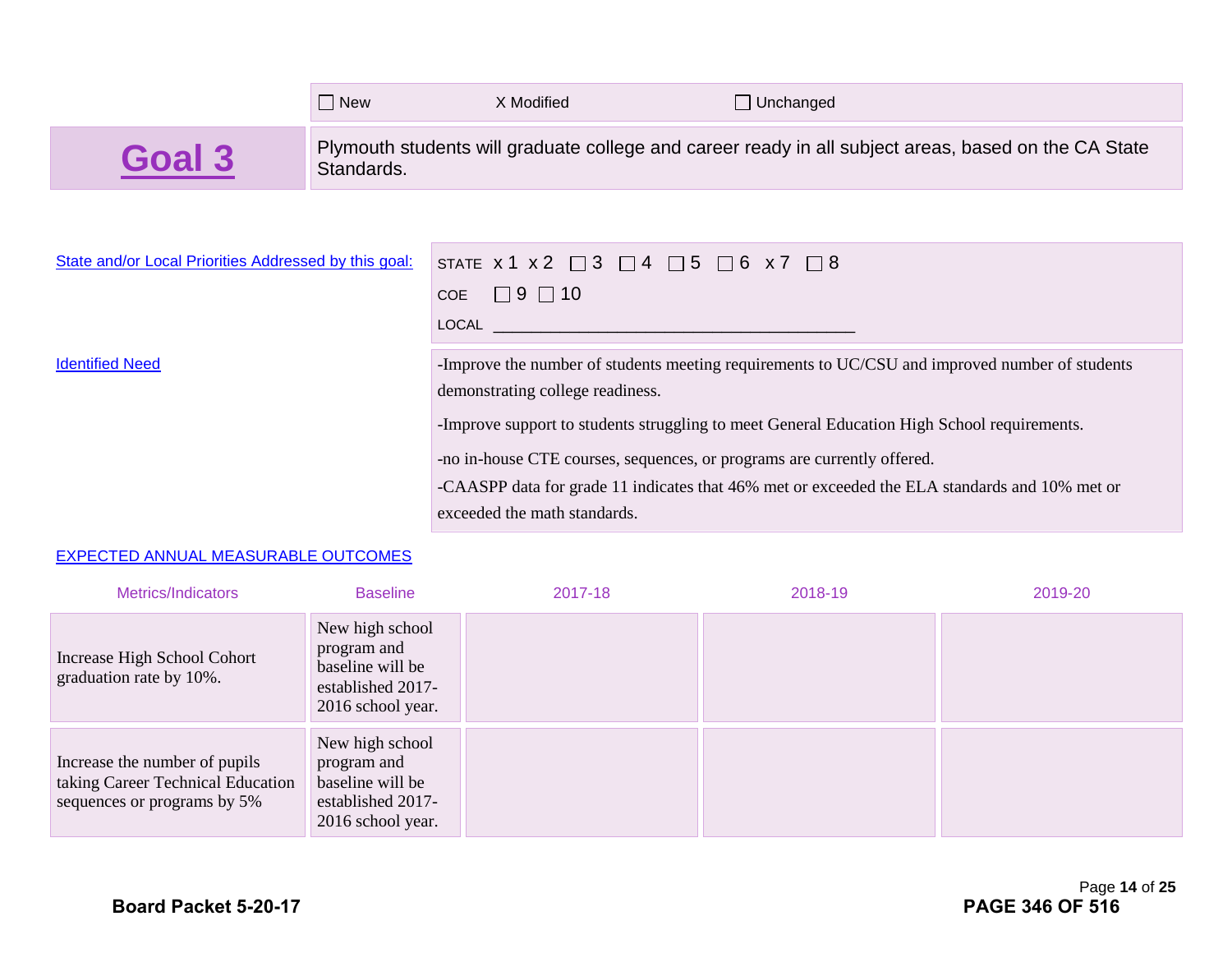☐ New X Modified ☐ Unchanged

## Goal 3

Plymouth students will graduate college and career ready in all subject areas, based on the CA State Standards.

| | |
|---|---|
| State and/or Local Priorities Addressed by this goal: | STATE x 1 x 2 ☐ 3 ☐ 4 ☐ 5 ☐ 6 x 7 ☐ 8<br>COE ☐ 9 ☐ 10<br>LOCAL ________________________________________ |
| Identified Need | -Improve the number of students meeting requirements to UC/CSU and improved number of students demonstrating college readiness.<br>-Improve support to students struggling to meet General Education High School requirements.<br>-no in-house CTE courses, sequences, or programs are currently offered.<br>-CAASPP data for grade 11 indicates that 46% met or exceeded the ELA standards and 10% met or exceeded the math standards. |

EXPECTED ANNUAL MEASURABLE OUTCOMES

| Metrics/Indicators | Baseline | 2017-18 | 2018-19 | 2019-20 |
|---|---|---|---|---|
| Increase High School Cohort graduation rate by 10%. | New high school program and baseline will be established 2017-2016 school year. | | | |
| Increase the number of pupils taking Career Technical Education sequences or programs by 5% | New high school program and baseline will be established 2017-2016 school year. | | | |

**Board Packet 5-20-17**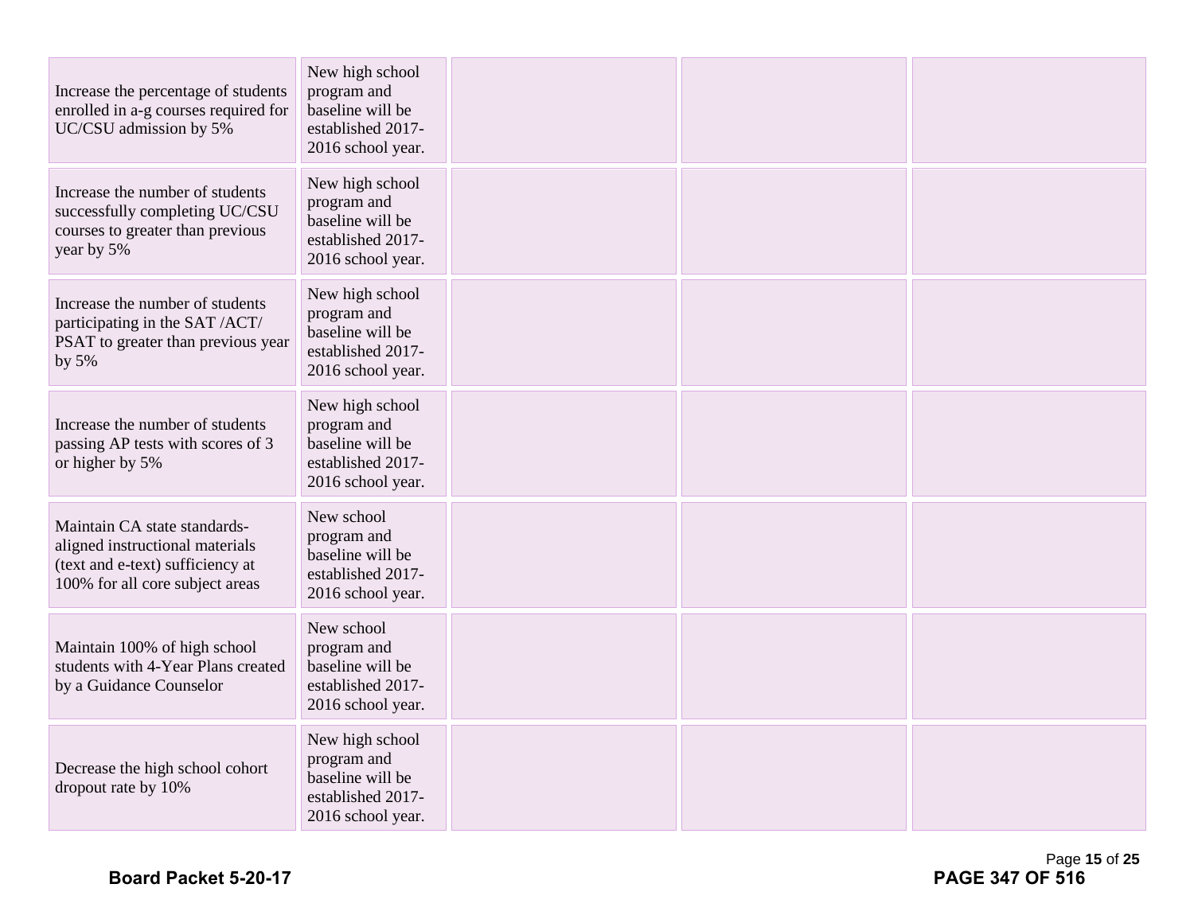| | | | | |
|---|---|---|---|---|
| Increase the percentage of students enrolled in a-g courses required for UC/CSU admission by 5% | New high school program and baseline will be established 2017-2016 school year. | | | |
| Increase the number of students successfully completing UC/CSU courses to greater than previous year by 5% | New high school program and baseline will be established 2017-2016 school year. | | | |
| Increase the number of students participating in the SAT /ACT/ PSAT to greater than previous year by 5% | New high school program and baseline will be established 2017-2016 school year. | | | |
| Increase the number of students passing AP tests with scores of 3 or higher by 5% | New high school program and baseline will be established 2017-2016 school year. | | | |
| Maintain CA state standards-aligned instructional materials (text and e-text) sufficiency at 100% for all core subject areas | New school program and baseline will be established 2017-2016 school year. | | | |
| Maintain 100% of high school students with 4-Year Plans created by a Guidance Counselor | New school program and baseline will be established 2017-2016 school year. | | | |
| Decrease the high school cohort dropout rate by 10% | New high school program and baseline will be established 2017-2016 school year. | | | |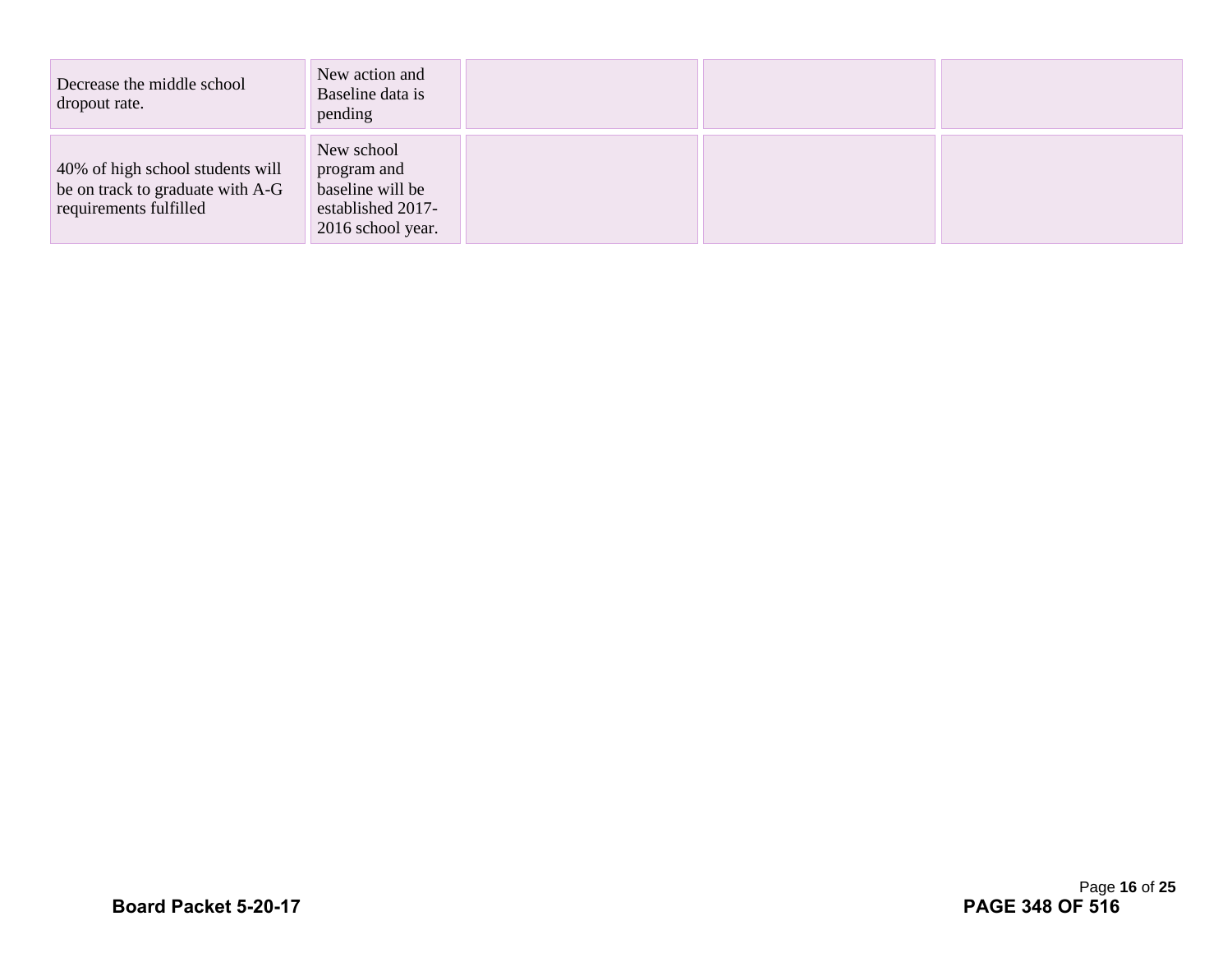| | | | | |
|---|---|---|---|---|
| Decrease the middle school dropout rate. | New action and Baseline data is pending | | | |
| 40% of high school students will be on track to graduate with A-G requirements fulfilled | New school program and baseline will be established 2017-2016 school year. | | | |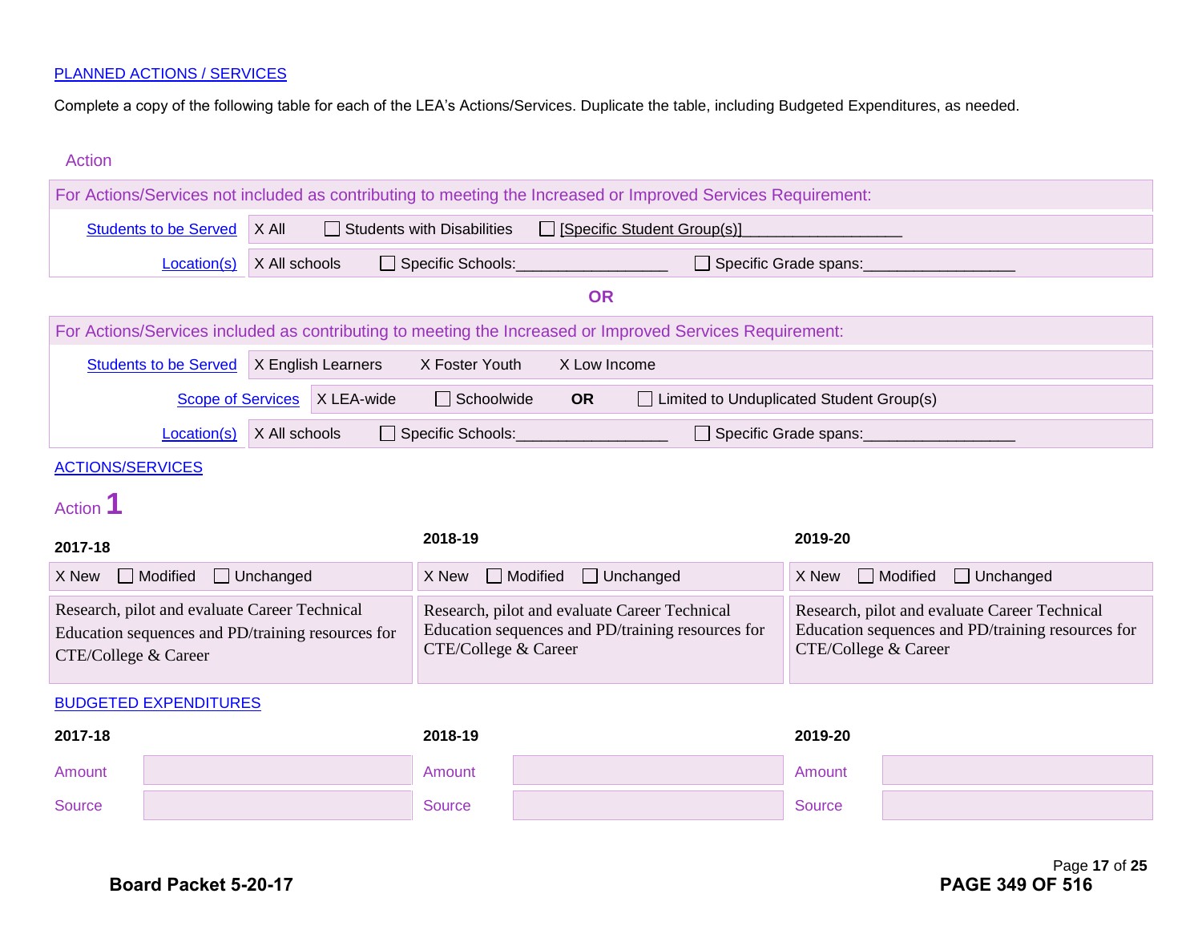[PLANNED ACTIONS / SERVICES]

Complete a copy of the following table for each of the LEA's Actions/Services. Duplicate the table, including Budgeted Expenditures, as needed.

Action

For Actions/Services not included as contributing to meeting the Increased or Improved Services Requirement:

| | | | |
|---|---|---|---|
| Students to be Served | X All | ☐ Students with Disabilities | ☐ [Specific Student Group(s)]__________________ |
| Location(s) | X All schools | ☐ Specific Schools:_________________ | ☐ Specific Grade spans:_________________ |

**OR**

For Actions/Services included as contributing to meeting the Increased or Improved Services Requirement:

| | | | | |
|---|---|---|---|---|
| Students to be Served | X English Learners | X Foster Youth | X Low Income | |
| Scope of Services | X LEA-wide | ☐ Schoolwide | **OR** | ☐ Limited to Unduplicated Student Group(s) |
| Location(s) | X All schools | ☐ Specific Schools:_________________ | ☐ Specific Grade spans:_________________ | |

ACTIONS/SERVICES

Action **1**

| 2017-18 | 2018-19 | 2019-20 |
|---|---|---|
| X New ☐ Modified ☐ Unchanged | X New ☐ Modified ☐ Unchanged | X New ☐ Modified ☐ Unchanged |
| Research, pilot and evaluate Career Technical Education sequences and PD/training resources for CTE/College & Career | Research, pilot and evaluate Career Technical Education sequences and PD/training resources for CTE/College & Career | Research, pilot and evaluate Career Technical Education sequences and PD/training resources for CTE/College & Career |

BUDGETED EXPENDITURES

| | 2017-18 | | 2018-19 | | 2019-20 |
|---|---|---|---|---|---|
| Amount | | Amount | | Amount | |
| Source | | Source | | Source | |

**Board Packet 5-20-17**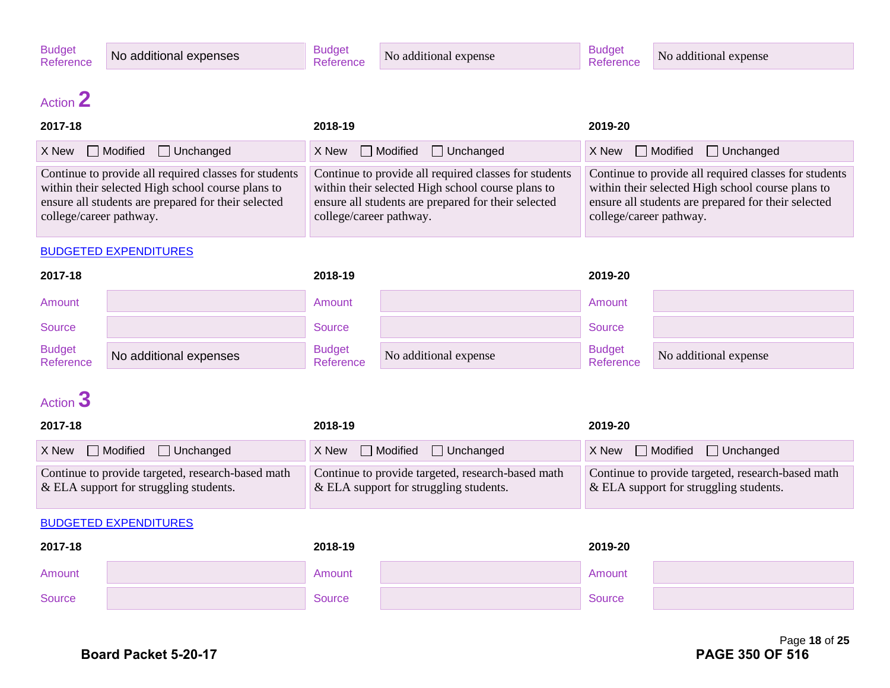| | 2017-18 | | 2018-19 | | 2019-20 |
|---|---|---|---|---|---|
| Budget Reference | No additional expenses | Budget Reference | No additional expense | Budget Reference | No additional expense |

## Action 2

| 2017-18 | 2018-19 | 2019-20 |
|---|---|---|
| X New ☐ Modified ☐ Unchanged | X New ☐ Modified ☐ Unchanged | X New ☐ Modified ☐ Unchanged |
| Continue to provide all required classes for students within their selected High school course plans to ensure all students are prepared for their selected college/career pathway. | Continue to provide all required classes for students within their selected High school course plans to ensure all students are prepared for their selected college/career pathway. | Continue to provide all required classes for students within their selected High school course plans to ensure all students are prepared for their selected college/career pathway. |

BUDGETED EXPENDITURES

| 2017-18 | | 2018-19 | | 2019-20 | |
|---|---|---|---|---|---|
| Amount | | Amount | | Amount | |
| Source | | Source | | Source | |
| Budget Reference | No additional expenses | Budget Reference | No additional expense | Budget Reference | No additional expense |

## Action 3

| 2017-18 | 2018-19 | 2019-20 |
|---|---|---|
| X New ☐ Modified ☐ Unchanged | X New ☐ Modified ☐ Unchanged | X New ☐ Modified ☐ Unchanged |
| Continue to provide targeted, research-based math & ELA support for struggling students. | Continue to provide targeted, research-based math & ELA support for struggling students. | Continue to provide targeted, research-based math & ELA support for struggling students. |

BUDGETED EXPENDITURES

| 2017-18 | | 2018-19 | | 2019-20 | |
|---|---|---|---|---|---|
| Amount | | Amount | | Amount | |
| Source | | Source | | Source | |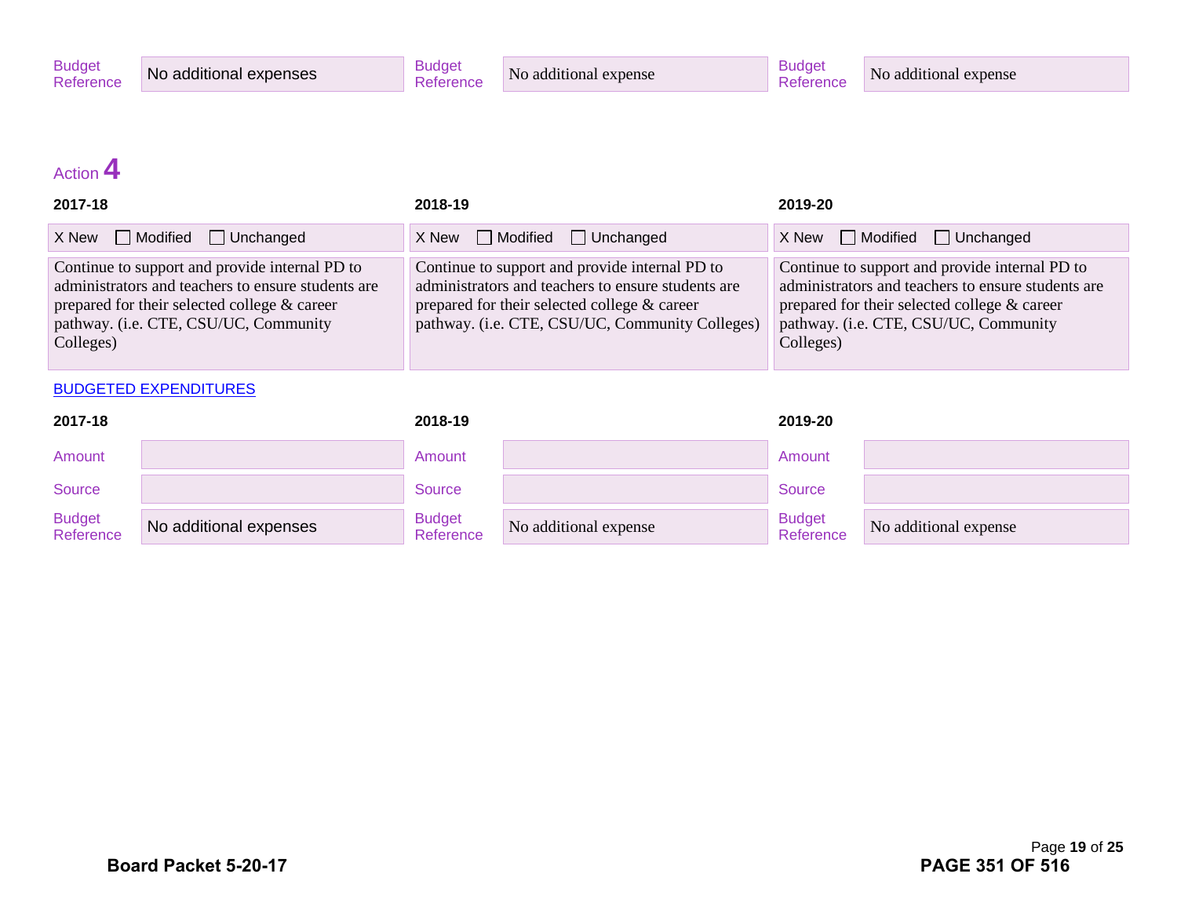| Budget Reference | No additional expenses | Budget Reference | No additional expense | Budget Reference | No additional expense |
|---|---|---|---|---|---|

## Action 4

| 2017-18 | 2018-19 | 2019-20 |
|---|---|---|
| X New ☐ Modified ☐ Unchanged | X New ☐ Modified ☐ Unchanged | X New ☐ Modified ☐ Unchanged |
| Continue to support and provide internal PD to administrators and teachers to ensure students are prepared for their selected college & career pathway. (i.e. CTE, CSU/UC, Community Colleges) | Continue to support and provide internal PD to administrators and teachers to ensure students are prepared for their selected college & career pathway. (i.e. CTE, CSU/UC, Community Colleges) | Continue to support and provide internal PD to administrators and teachers to ensure students are prepared for their selected college & career pathway. (i.e. CTE, CSU/UC, Community Colleges) |

BUDGETED EXPENDITURES

| 2017-18 | | 2018-19 | | 2019-20 | |
|---|---|---|---|---|---|
| Amount | | Amount | | Amount | |
| Source | | Source | | Source | |
| Budget Reference | No additional expenses | Budget Reference | No additional expense | Budget Reference | No additional expense |

**Board Packet 5-20-17**

**PAGE 351 OF 516**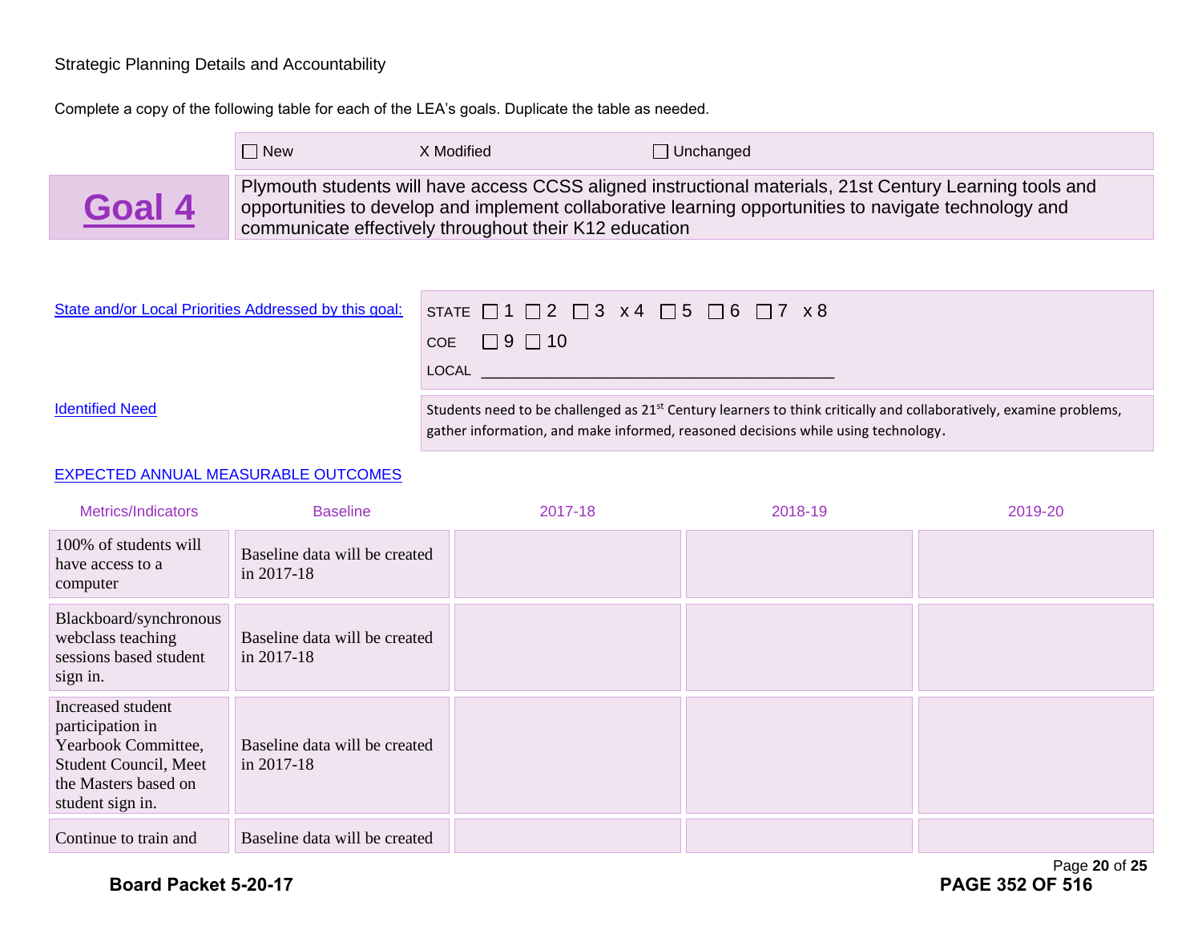Strategic Planning Details and Accountability

Complete a copy of the following table for each of the LEA's goals. Duplicate the table as needed.

☐ New X Modified ☐ Unchanged

## Goal 4

Plymouth students will have access CCSS aligned instructional materials, 21st Century Learning tools and opportunities to develop and implement collaborative learning opportunities to navigate technology and communicate effectively throughout their K12 education

State and/or Local Priorities Addressed by this goal:

STATE ☐ 1 ☐ 2 ☐ 3 x 4 ☐ 5 ☐ 6 ☐ 7 x 8

COE ☐ 9 ☐ 10

LOCAL ________________________________________

Identified Need

Students need to be challenged as 21st Century learners to think critically and collaboratively, examine problems, gather information, and make informed, reasoned decisions while using technology.

EXPECTED ANNUAL MEASURABLE OUTCOMES

| Metrics/Indicators | Baseline | 2017-18 | 2018-19 | 2019-20 |
|---|---|---|---|---|
| 100% of students will have access to a computer | Baseline data will be created in 2017-18 | | | |
| Blackboard/synchronous webclass teaching sessions based student sign in. | Baseline data will be created in 2017-18 | | | |
| Increased student participation in Yearbook Committee, Student Council, Meet the Masters based on student sign in. | Baseline data will be created in 2017-18 | | | |
| Continue to train and | Baseline data will be created | | | |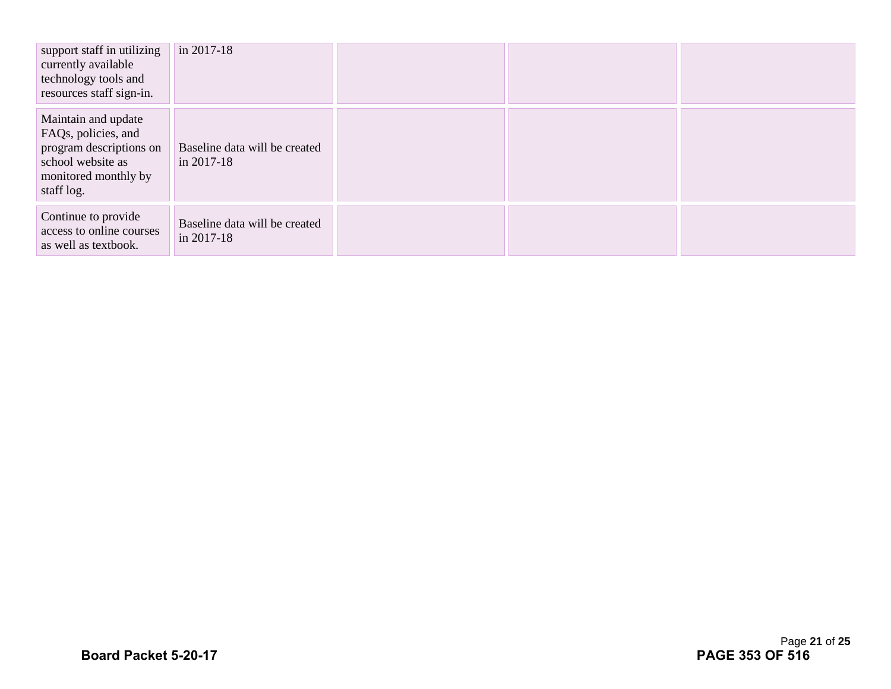| | | | | |
|---|---|---|---|---|
| support staff in utilizing currently available technology tools and resources staff sign-in. | in 2017-18 | | | |
| Maintain and update FAQs, policies, and program descriptions on school website as monitored monthly by staff log. | Baseline data will be created in 2017-18 | | | |
| Continue to provide access to online courses as well as textbook. | Baseline data will be created in 2017-18 | | | |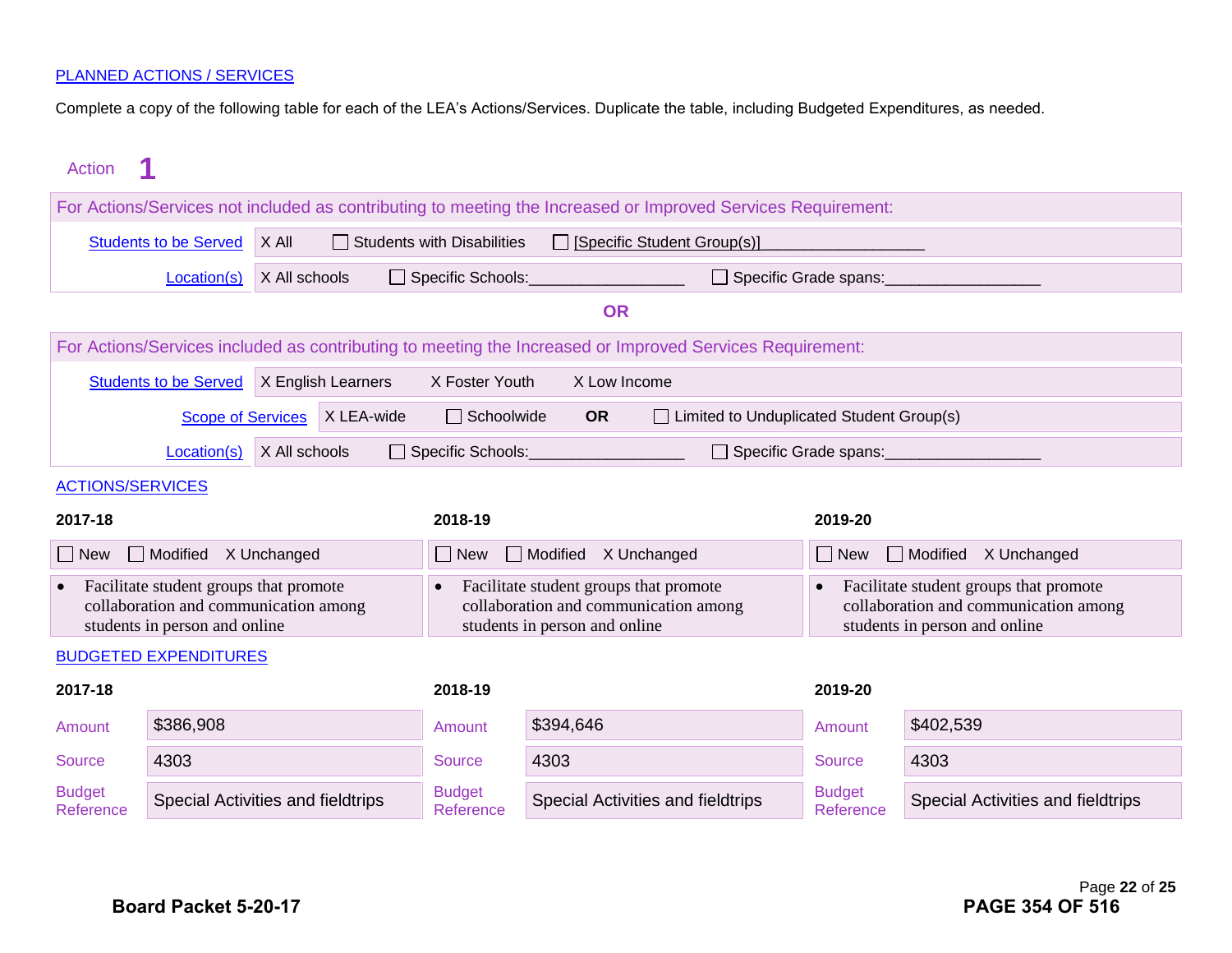[PLANNED ACTIONS / SERVICES](#)

Complete a copy of the following table for each of the LEA's Actions/Services. Duplicate the table, including Budgeted Expenditures, as needed.

## Action 1

For Actions/Services not included as contributing to meeting the Increased or Improved Services Requirement:

| | |
|---|---|
| Students to be Served | X All ☐ Students with Disabilities ☐ [Specific Student Group(s)]__________________ |
| Location(s) | X All schools ☐ Specific Schools:_________________ ☐ Specific Grade spans:_________________ |

**OR**

For Actions/Services included as contributing to meeting the Increased or Improved Services Requirement:

| | |
|---|---|
| Students to be Served | X English Learners X Foster Youth X Low Income |
| Scope of Services | X LEA-wide ☐ Schoolwide **OR** ☐ Limited to Unduplicated Student Group(s) |
| Location(s) | X All schools ☐ Specific Schools:_________________ ☐ Specific Grade spans:_________________ |

[ACTIONS/SERVICES](#)

| 2017-18 | 2018-19 | 2019-20 |
|---|---|---|
| ☐ New ☐ Modified X Unchanged | ☐ New ☐ Modified X Unchanged | ☐ New ☐ Modified X Unchanged |
| • Facilitate student groups that promote collaboration and communication among students in person and online | • Facilitate student groups that promote collaboration and communication among students in person and online | • Facilitate student groups that promote collaboration and communication among students in person and online |

[BUDGETED EXPENDITURES](#)

| | 2017-18 | | 2018-19 | | 2019-20 |
|---|---|---|---|---|---|
| Amount | $386,908 | Amount | $394,646 | Amount | $402,539 |
| Source | 4303 | Source | 4303 | Source | 4303 |
| Budget Reference | Special Activities and fieldtrips | Budget Reference | Special Activities and fieldtrips | Budget Reference | Special Activities and fieldtrips |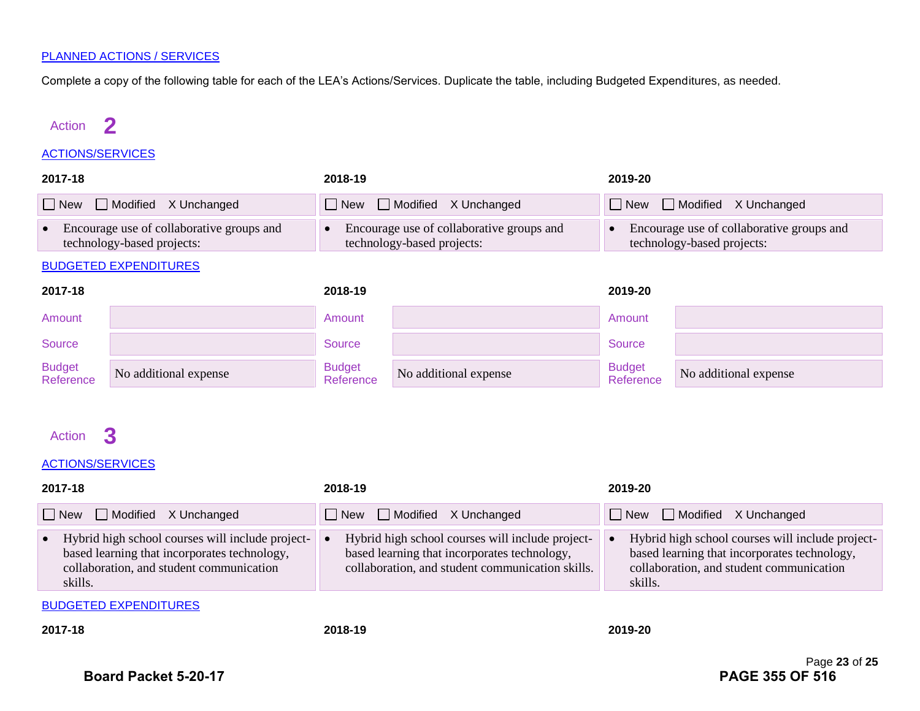PLANNED ACTIONS / SERVICES

Complete a copy of the following table for each of the LEA's Actions/Services. Duplicate the table, including Budgeted Expenditures, as needed.

## Action 2

ACTIONS/SERVICES

| 2017-18 | 2018-19 | 2019-20 |
|---|---|---|
| ☐ New ☐ Modified X Unchanged | ☐ New ☐ Modified X Unchanged | ☐ New ☐ Modified X Unchanged |
| • Encourage use of collaborative groups and technology-based projects: | • Encourage use of collaborative groups and technology-based projects: | • Encourage use of collaborative groups and technology-based projects: |

BUDGETED EXPENDITURES

| | 2017-18 | | 2018-19 | | 2019-20 |
|---|---|---|---|---|---|
| Amount | | Amount | | Amount | |
| Source | | Source | | Source | |
| Budget Reference | No additional expense | Budget Reference | No additional expense | Budget Reference | No additional expense |

## Action 3

ACTIONS/SERVICES

| 2017-18 | 2018-19 | 2019-20 |
|---|---|---|
| ☐ New ☐ Modified X Unchanged | ☐ New ☐ Modified X Unchanged | ☐ New ☐ Modified X Unchanged |
| • Hybrid high school courses will include project-based learning that incorporates technology, collaboration, and student communication skills. | • Hybrid high school courses will include project-based learning that incorporates technology, collaboration, and student communication skills. | • Hybrid high school courses will include project-based learning that incorporates technology, collaboration, and student communication skills. |

BUDGETED EXPENDITURES

**2017-18** **2018-19** **2019-20**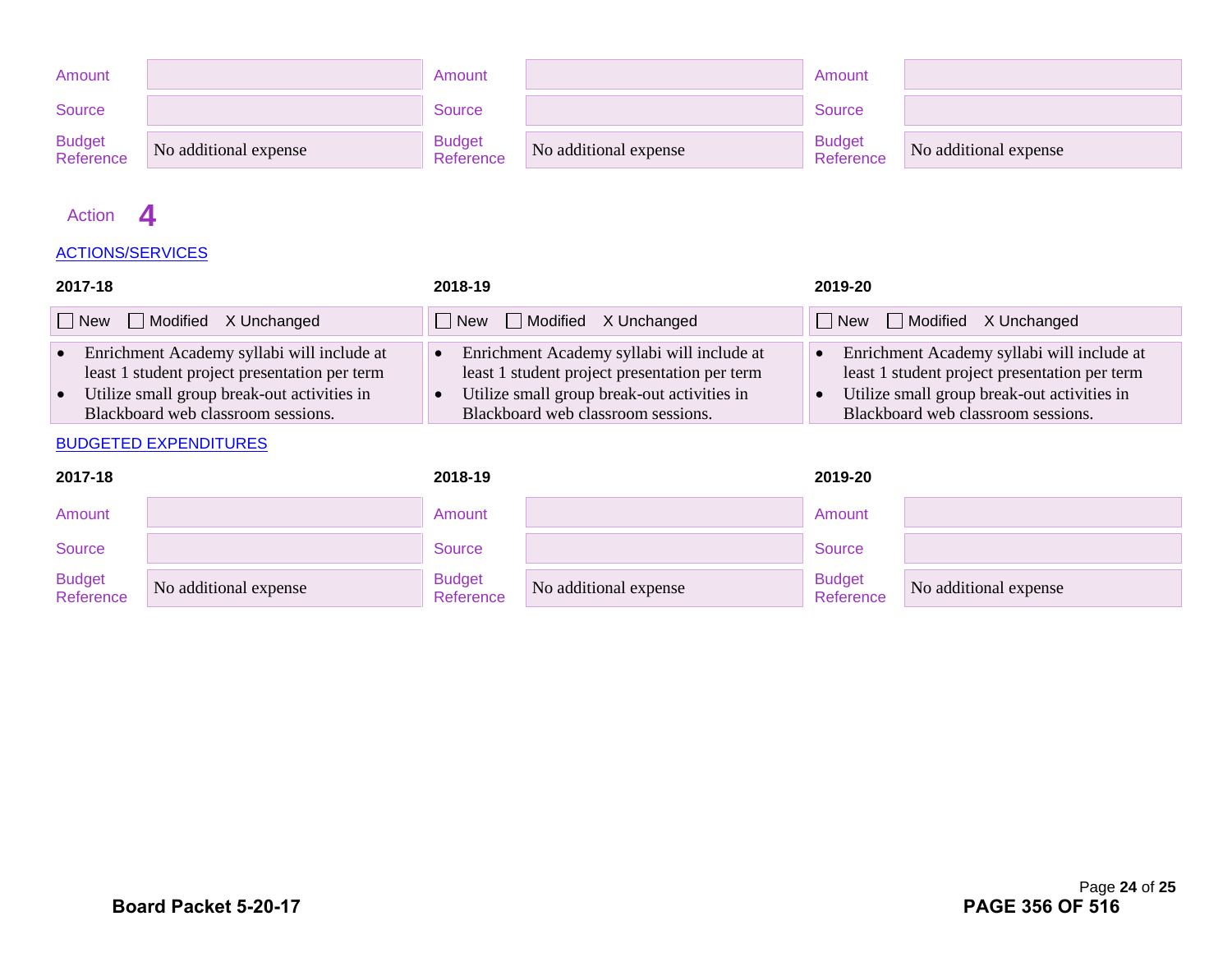| | 2017-18 | | 2018-19 | | 2019-20 |
|---|---|---|---|---|---|
| Amount | | Amount | | Amount | |
| Source | | Source | | Source | |
| Budget Reference | No additional expense | Budget Reference | No additional expense | Budget Reference | No additional expense |

Action **4**

ACTIONS/SERVICES

| 2017-18 | 2018-19 | 2019-20 |
|---|---|---|
| ☐ New ☐ Modified X Unchanged | ☐ New ☐ Modified X Unchanged | ☐ New ☐ Modified X Unchanged |
| • Enrichment Academy syllabi will include at least 1 student project presentation per term<br>• Utilize small group break-out activities in Blackboard web classroom sessions. | • Enrichment Academy syllabi will include at least 1 student project presentation per term<br>• Utilize small group break-out activities in Blackboard web classroom sessions. | • Enrichment Academy syllabi will include at least 1 student project presentation per term<br>• Utilize small group break-out activities in Blackboard web classroom sessions. |

BUDGETED EXPENDITURES

| 2017-18 | | 2018-19 | | 2019-20 | |
|---|---|---|---|---|---|
| Amount | | Amount | | Amount | |
| Source | | Source | | Source | |
| Budget Reference | No additional expense | Budget Reference | No additional expense | Budget Reference | No additional expense |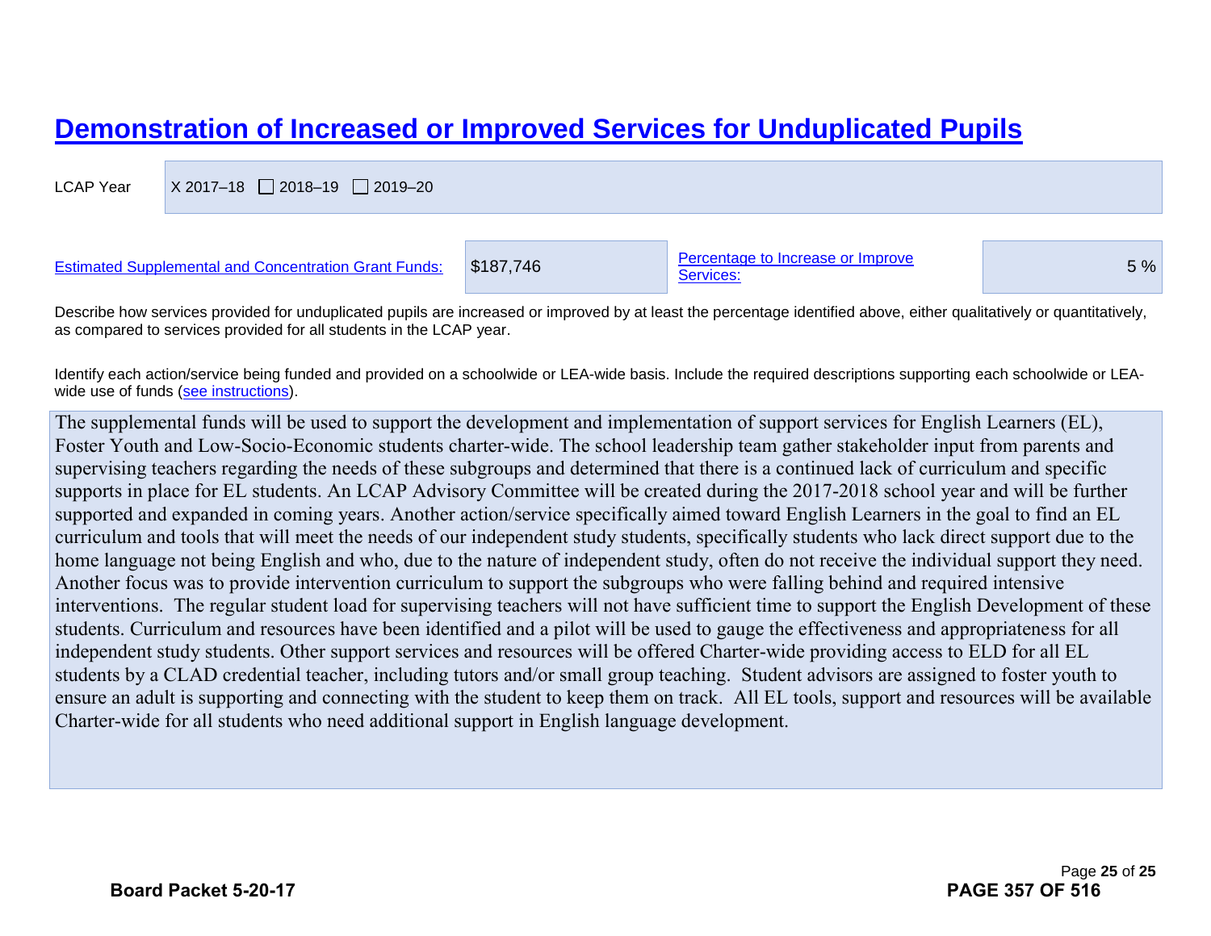# Demonstration of Increased or Improved Services for Unduplicated Pupils

| | |
|---|---|
| LCAP Year | X 2017–18 ☐ 2018–19 ☐ 2019–20 |

| | | | |
|---|---|---|---|
| Estimated Supplemental and Concentration Grant Funds: | $187,746 | Percentage to Increase or Improve Services: | 5 % |

Describe how services provided for unduplicated pupils are increased or improved by at least the percentage identified above, either qualitatively or quantitatively, as compared to services provided for all students in the LCAP year.

Identify each action/service being funded and provided on a schoolwide or LEA-wide basis. Include the required descriptions supporting each schoolwide or LEA-wide use of funds (see instructions).

The supplemental funds will be used to support the development and implementation of support services for English Learners (EL), Foster Youth and Low-Socio-Economic students charter-wide. The school leadership team gather stakeholder input from parents and supervising teachers regarding the needs of these subgroups and determined that there is a continued lack of curriculum and specific supports in place for EL students. An LCAP Advisory Committee will be created during the 2017-2018 school year and will be further supported and expanded in coming years. Another action/service specifically aimed toward English Learners in the goal to find an EL curriculum and tools that will meet the needs of our independent study students, specifically students who lack direct support due to the home language not being English and who, due to the nature of independent study, often do not receive the individual support they need. Another focus was to provide intervention curriculum to support the subgroups who were falling behind and required intensive interventions. The regular student load for supervising teachers will not have sufficient time to support the English Development of these students. Curriculum and resources have been identified and a pilot will be used to gauge the effectiveness and appropriateness for all independent study students. Other support services and resources will be offered Charter-wide providing access to ELD for all EL students by a CLAD credential teacher, including tutors and/or small group teaching. Student advisors are assigned to foster youth to ensure an adult is supporting and connecting with the student to keep them on track. All EL tools, support and resources will be available Charter-wide for all students who need additional support in English language development.